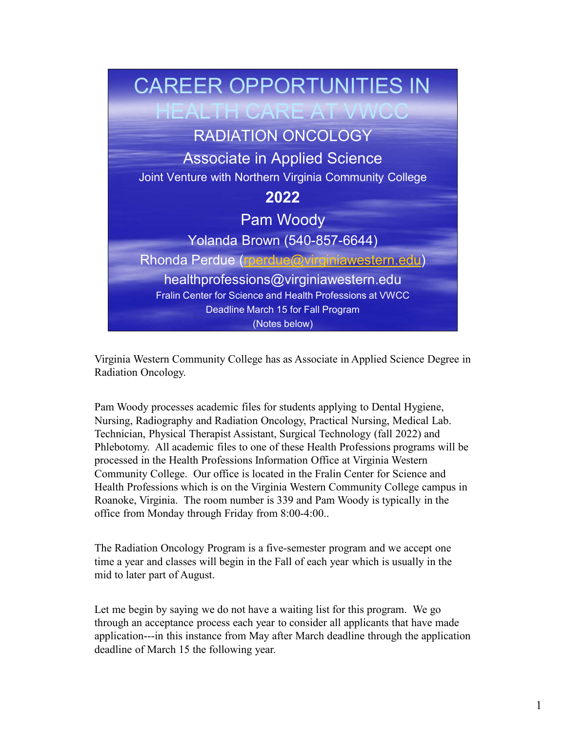# CAREER OPPORTUNITIES IN HEALTH CARE AT VWCC

## RADIATION ONCOLOGY

### Associate in Applied Science

Joint Venture with Northern Virginia Community College

**2022**

Pam Woody

Yolanda Brown (540-857-6644)

Rhonda Perdue (rperdue@virginiawestern.edu)

healthprofessions@virginiawestern.edu

Fralin Center for Science and Health Professions at VWCC

Deadline March 15 for Fall Program

(Notes below)

Virginia Western Community College has as Associate in Applied Science Degree in Radiation Oncology.

Pam Woody processes academic files for students applying to Dental Hygiene, Nursing, Radiography and Radiation Oncology, Practical Nursing, Medical Lab. Technician, Physical Therapist Assistant, Surgical Technology (fall 2022) and Phlebotomy. All academic files to one of these Health Professions programs will be processed in the Health Professions Information Office at Virginia Western Community College. Our office is located in the Fralin Center for Science and Health Professions which is on the Virginia Western Community College campus in Roanoke, Virginia. The room number is 339 and Pam Woody is typically in the office from Monday through Friday from 8:00-4:00..

The Radiation Oncology Program is a five-semester program and we accept one time a year and classes will begin in the Fall of each year which is usually in the mid to later part of August.

Let me begin by saying we do not have a waiting list for this program. We go through an acceptance process each year to consider all applicants that have made application---in this instance from May after March deadline through the application deadline of March 15 the following year.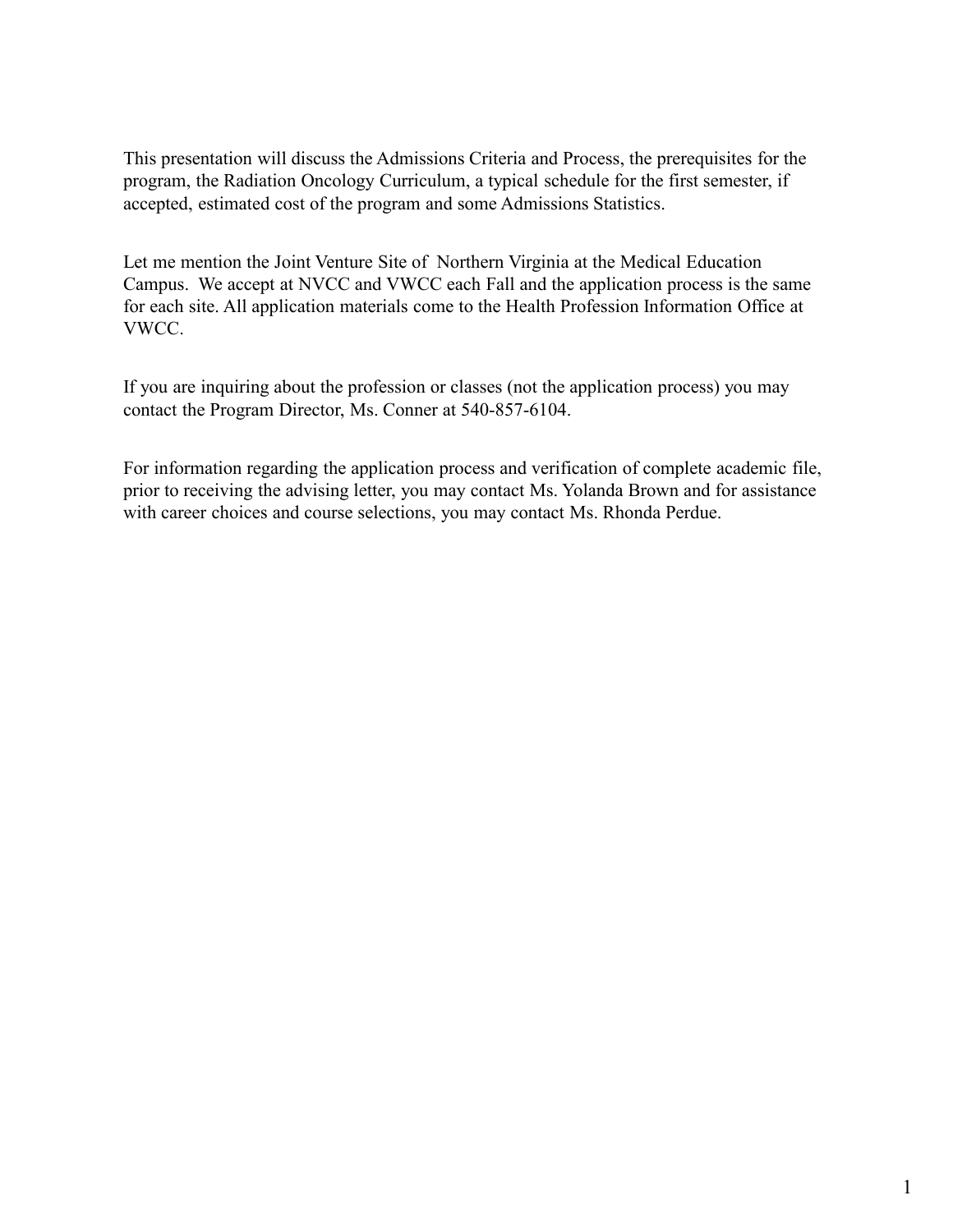This presentation will discuss the Admissions Criteria and Process, the prerequisites for the program, the Radiation Oncology Curriculum, a typical schedule for the first semester, if accepted, estimated cost of the program and some Admissions Statistics.

Let me mention the Joint Venture Site of Northern Virginia at the Medical Education Campus. We accept at NVCC and VWCC each Fall and the application process is the same for each site. All application materials come to the Health Profession Information Office at VWCC.

If you are inquiring about the profession or classes (not the application process) you may contact the Program Director, Ms. Conner at 540-857-6104.

For information regarding the application process and verification of complete academic file, prior to receiving the advising letter, you may contact Ms. Yolanda Brown and for assistance with career choices and course selections, you may contact Ms. Rhonda Perdue.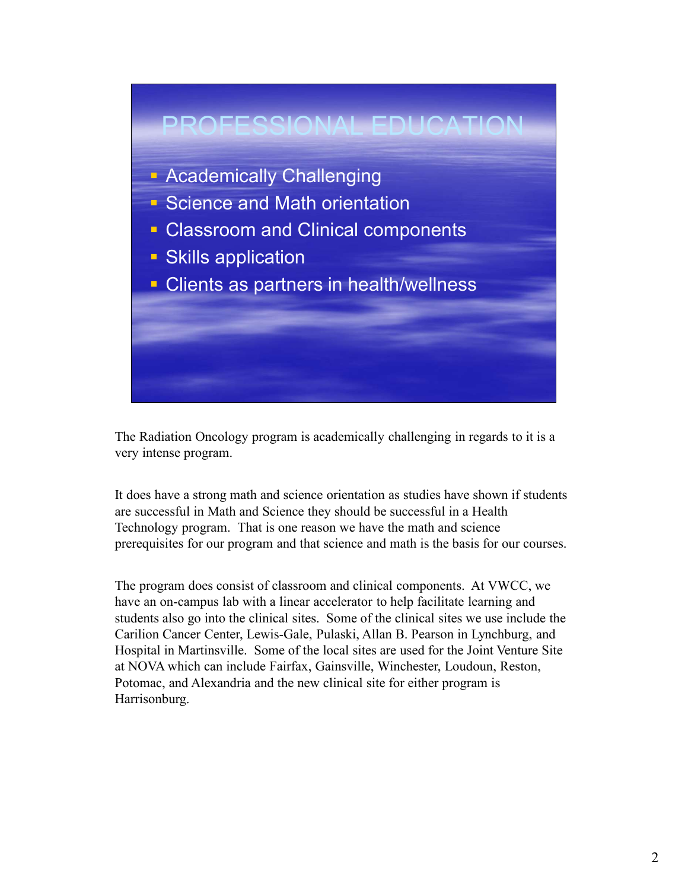## PROFESSIONAL EDUCATION

- Academically Challenging
- Science and Math orientation
- Classroom and Clinical components
- Skills application
- Clients as partners in health/wellness

The Radiation Oncology program is academically challenging in regards to it is a very intense program.

It does have a strong math and science orientation as studies have shown if students are successful in Math and Science they should be successful in a Health Technology program. That is one reason we have the math and science prerequisites for our program and that science and math is the basis for our courses.

The program does consist of classroom and clinical components. At VWCC, we have an on-campus lab with a linear accelerator to help facilitate learning and students also go into the clinical sites. Some of the clinical sites we use include the Carilion Cancer Center, Lewis-Gale, Pulaski, Allan B. Pearson in Lynchburg, and Hospital in Martinsville. Some of the local sites are used for the Joint Venture Site at NOVA which can include Fairfax, Gainsville, Winchester, Loudoun, Reston, Potomac, and Alexandria and the new clinical site for either program is Harrisonburg.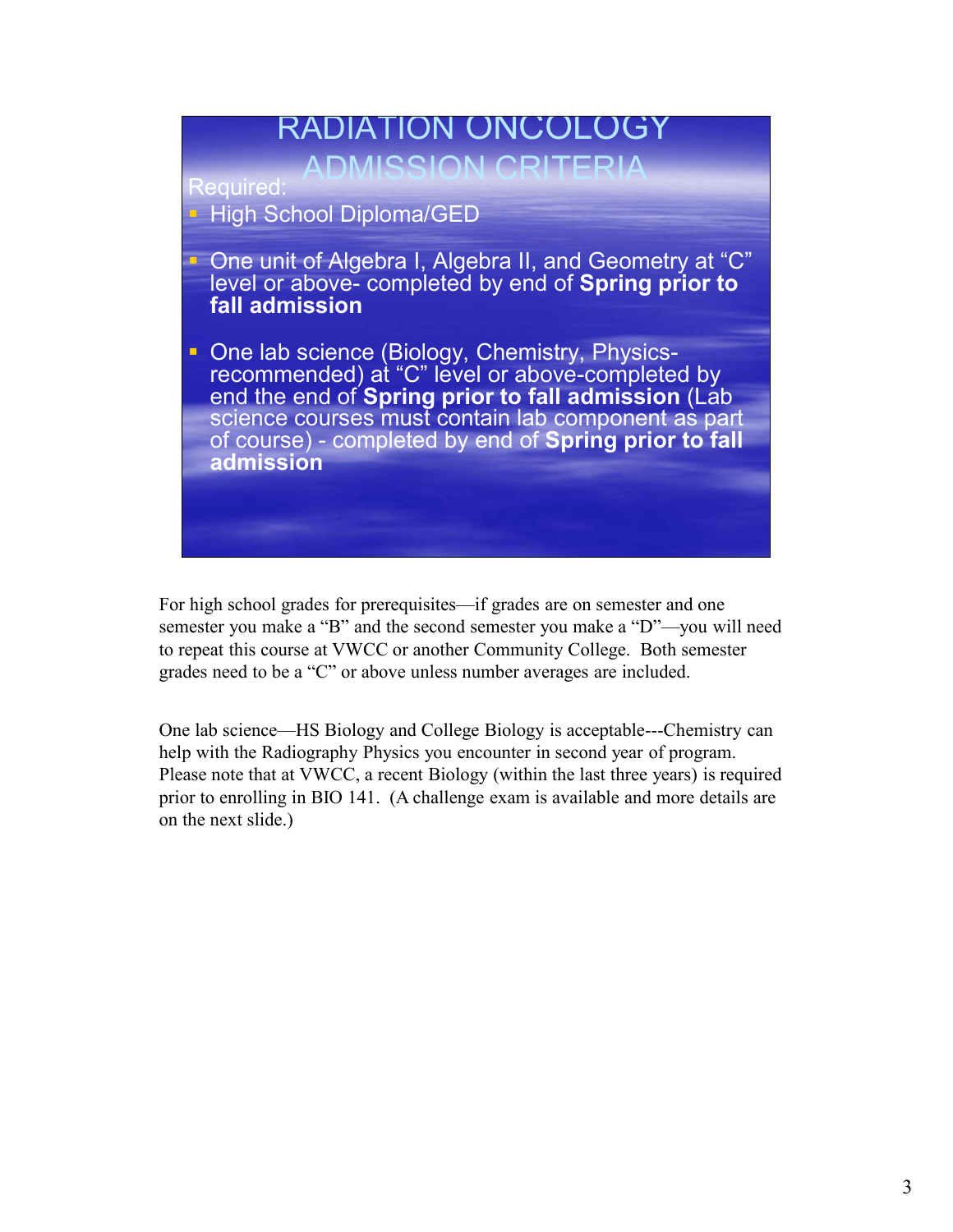# RADIATION ONCOLOGY ADMISSION CRITERIA

Required:

- High School Diploma/GED
- One unit of Algebra I, Algebra II, and Geometry at “C” level or above- completed by end of **Spring prior to fall admission**
- One lab science (Biology, Chemistry, Physics- recommended) at “C” level or above-completed by end the end of **Spring prior to fall admission** (Lab science courses must contain lab component as part of course) - completed by end of **Spring prior to fall admission**

For high school grades for prerequisites—if grades are on semester and one semester you make a “B” and the second semester you make a “D”—you will need to repeat this course at VWCC or another Community College. Both semester grades need to be a “C” or above unless number averages are included.

One lab science—HS Biology and College Biology is acceptable---Chemistry can help with the Radiography Physics you encounter in second year of program. Please note that at VWCC, a recent Biology (within the last three years) is required prior to enrolling in BIO 141. (A challenge exam is available and more details are on the next slide.)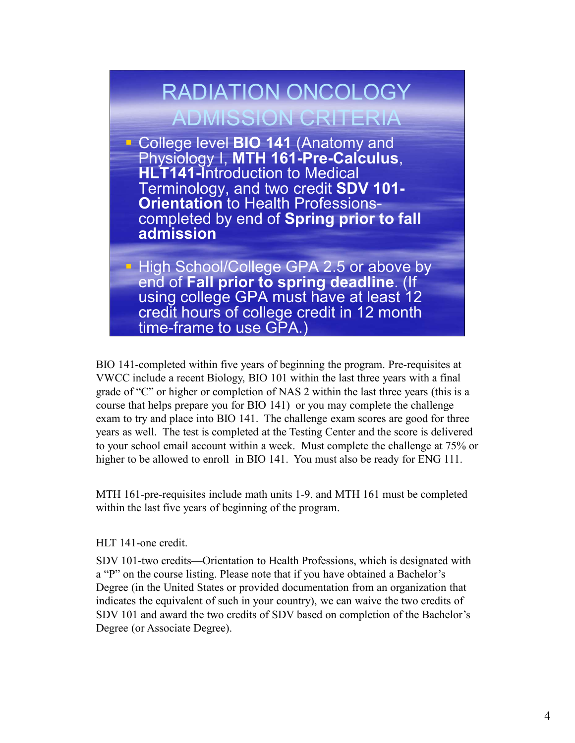# RADIATION ONCOLOGY ADMISSION CRITERIA

- College level **BIO 141** (Anatomy and Physiology I, **MTH 161-Pre-Calculus**, **HLT141-**Introduction to Medical Terminology, and two credit **SDV 101-Orientation** to Health Professions-completed by end of **Spring prior to fall admission**
- High School/College GPA 2.5 or above by end of **Fall prior to spring deadline**. (If using college GPA must have at least 12 credit hours of college credit in 12 month time-frame to use GPA.)

BIO 141-completed within five years of beginning the program. Pre-requisites at VWCC include a recent Biology, BIO 101 within the last three years with a final grade of "C" or higher or completion of NAS 2 within the last three years (this is a course that helps prepare you for BIO 141)  or you may complete the challenge exam to try and place into BIO 141.  The challenge exam scores are good for three years as well.  The test is completed at the Testing Center and the score is delivered to your school email account within a week.  Must complete the challenge at 75% or higher to be allowed to enroll  in BIO 141.  You must also be ready for ENG 111.

MTH 161-pre-requisites include math units 1-9. and MTH 161 must be completed within the last five years of beginning of the program.

HLT 141-one credit.

SDV 101-two credits—Orientation to Health Professions, which is designated with a "P" on the course listing. Please note that if you have obtained a Bachelor's Degree (in the United States or provided documentation from an organization that indicates the equivalent of such in your country), we can waive the two credits of SDV 101 and award the two credits of SDV based on completion of the Bachelor's Degree (or Associate Degree).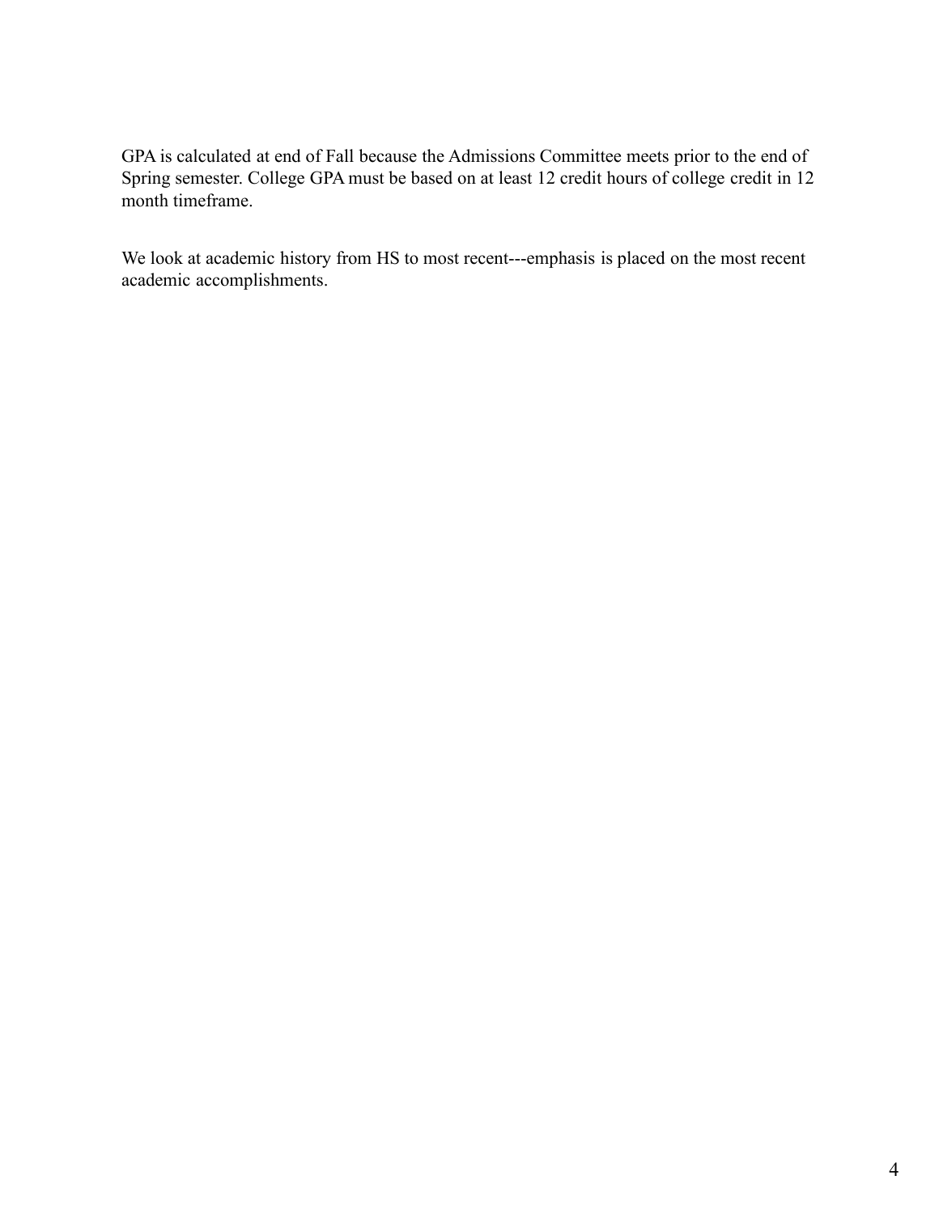GPA is calculated at end of Fall because the Admissions Committee meets prior to the end of Spring semester. College GPA must be based on at least 12 credit hours of college credit in 12 month timeframe.

We look at academic history from HS to most recent---emphasis is placed on the most recent academic accomplishments.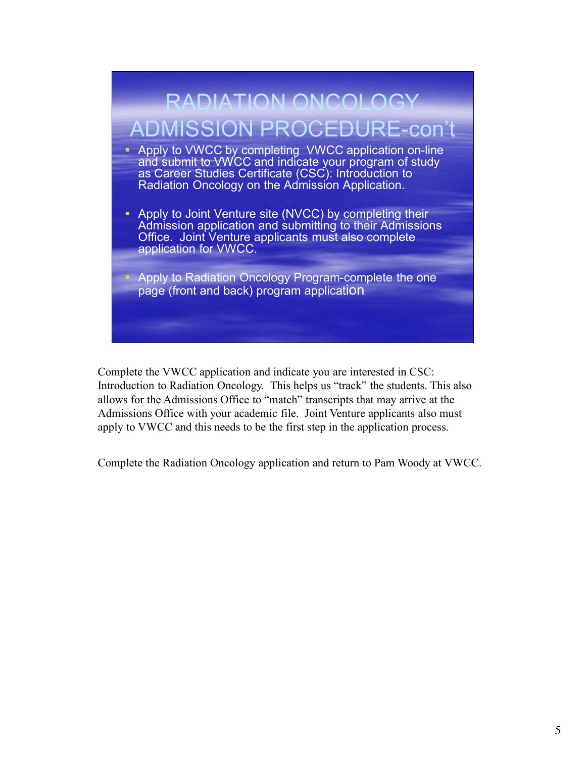# RADIATION ONCOLOGY ADMISSION PROCEDURE-con't

- Apply to VWCC by completing VWCC application on-line and submit to VWCC and indicate your program of study as Career Studies Certificate (CSC): Introduction to Radiation Oncology on the Admission Application.
- Apply to Joint Venture site (NVCC) by completing their Admission application and submitting to their Admissions Office. Joint Venture applicants must also complete application for VWCC.
- Apply to Radiation Oncology Program-complete the one page (front and back) program application

Complete the VWCC application and indicate you are interested in CSC: Introduction to Radiation Oncology. This helps us "track" the students. This also allows for the Admissions Office to "match" transcripts that may arrive at the Admissions Office with your academic file. Joint Venture applicants also must apply to VWCC and this needs to be the first step in the application process.

Complete the Radiation Oncology application and return to Pam Woody at VWCC.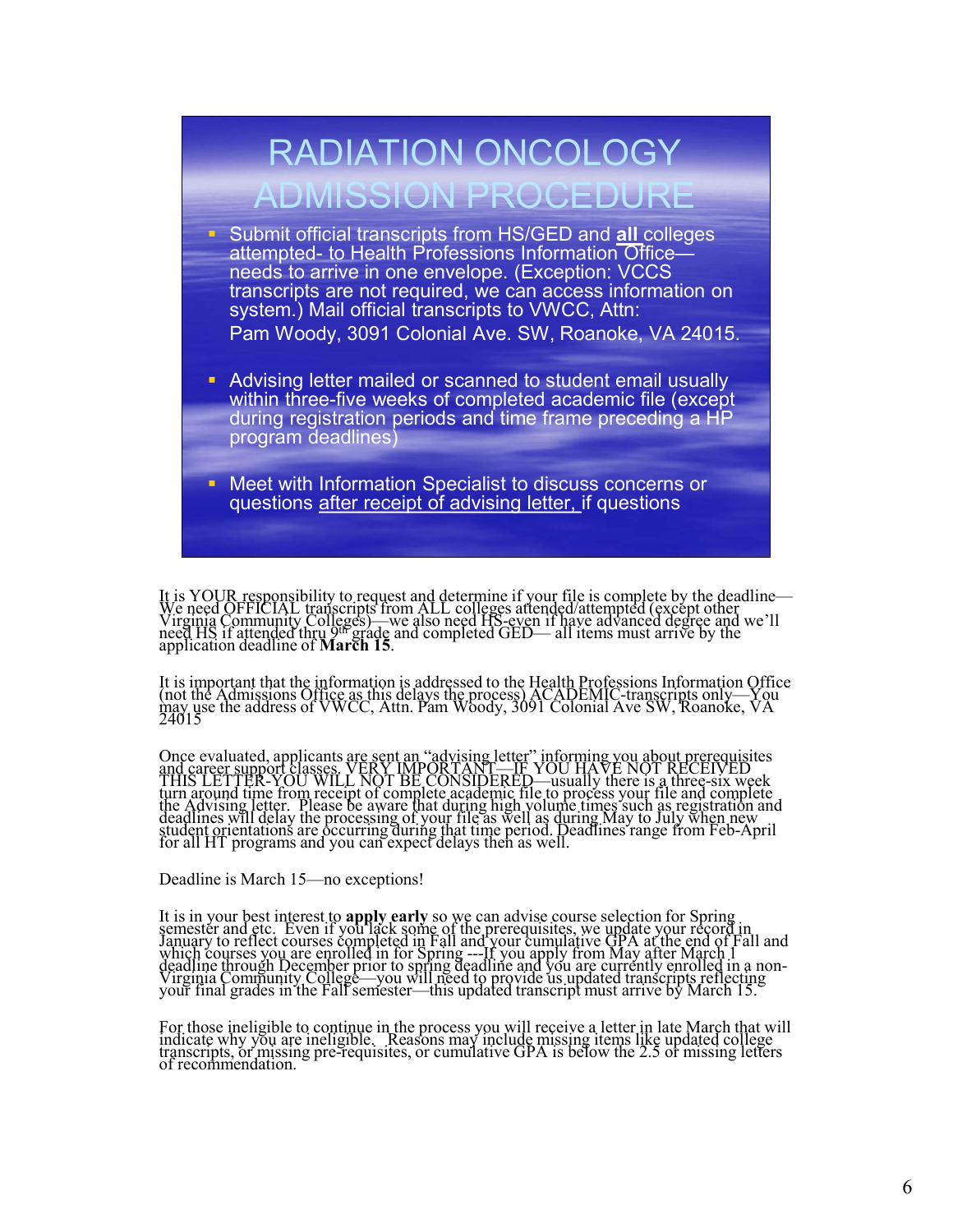# RADIATION ONCOLOGY ADMISSION PROCEDURE

- Submit official transcripts from HS/GED and **all** colleges attempted- to Health Professions Information Office—needs to arrive in one envelope. (Exception: VCCS transcripts are not required, we can access information on system.) Mail official transcripts to VWCC, Attn: Pam Woody, 3091 Colonial Ave. SW, Roanoke, VA 24015.
- Advising letter mailed or scanned to student email usually within three-five weeks of completed academic file (except during registration periods and time frame preceding a HP program deadlines)
- Meet with Information Specialist to discuss concerns or questions after receipt of advising letter, if questions

It is YOUR responsibility to request and determine if your file is complete by the deadline—We need OFFICIAL transcripts from ALL colleges attended/attempted (except other Virginia Community Colleges)—we also need HS-even if have advanced degree and we'll need HS if attended thru 9th grade and completed GED— all items must arrive by the application deadline of **March 15**.

It is important that the information is addressed to the Health Professions Information Office (not the Admissions Office as this delays the process) ACADEMIC-transcripts only—You may use the address of VWCC, Attn. Pam Woody, 3091 Colonial Ave SW, Roanoke, VA 24015

Once evaluated, applicants are sent an "advising letter" informing you about prerequisites and career support classes. VERY IMPORTANT—IF YOU HAVE NOT RECEIVED THIS LETTER-YOU WILL NOT BE CONSIDERED—usually there is a three-six week turn around time from receipt of complete academic file to process your file and complete the Advising letter. Please be aware that during high volume times such as registration and deadlines will delay the processing of your file as well as during May to July when new student orientations are occurring during that time period. Deadlines range from Feb-April for all HT programs and you can expect delays then as well.

Deadline is March 15—no exceptions!

It is in your best interest to **apply early** so we can advise course selection for Spring semester and etc. Even if you lack some of the prerequisites, we update your record in January to reflect courses completed in Fall and your cumulative GPA at the end of Fall and which courses you are enrolled in for Spring ---If you apply from May after March 1 deadline through December prior to spring deadline and you are currently enrolled in a non-Virginia Community College—you will need to provide us updated transcripts reflecting your final grades in the Fall semester—this updated transcript must arrive by March 15.

For those ineligible to continue in the process you will receive a letter in late March that will indicate why you are ineligible. Reasons may include missing items like updated college transcripts, or missing pre-requisites, or cumulative GPA is below the 2.5 or missing letters of recommendation.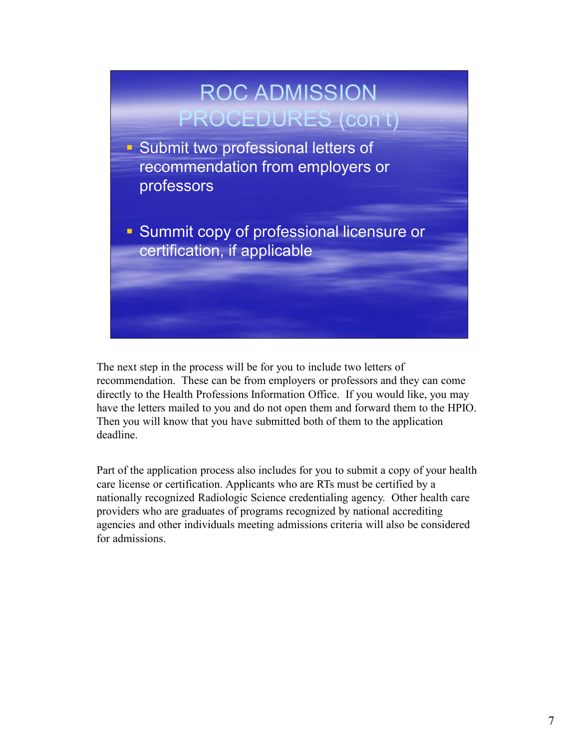## ROC ADMISSION PROCEDURES (con't)

- Submit two professional letters of recommendation from employers or professors
- Summit copy of professional licensure or certification, if applicable

The next step in the process will be for you to include two letters of recommendation. These can be from employers or professors and they can come directly to the Health Professions Information Office. If you would like, you may have the letters mailed to you and do not open them and forward them to the HPIO. Then you will know that you have submitted both of them to the application deadline.

Part of the application process also includes for you to submit a copy of your health care license or certification. Applicants who are RTs must be certified by a nationally recognized Radiologic Science credentialing agency. Other health care providers who are graduates of programs recognized by national accrediting agencies and other individuals meeting admissions criteria will also be considered for admissions.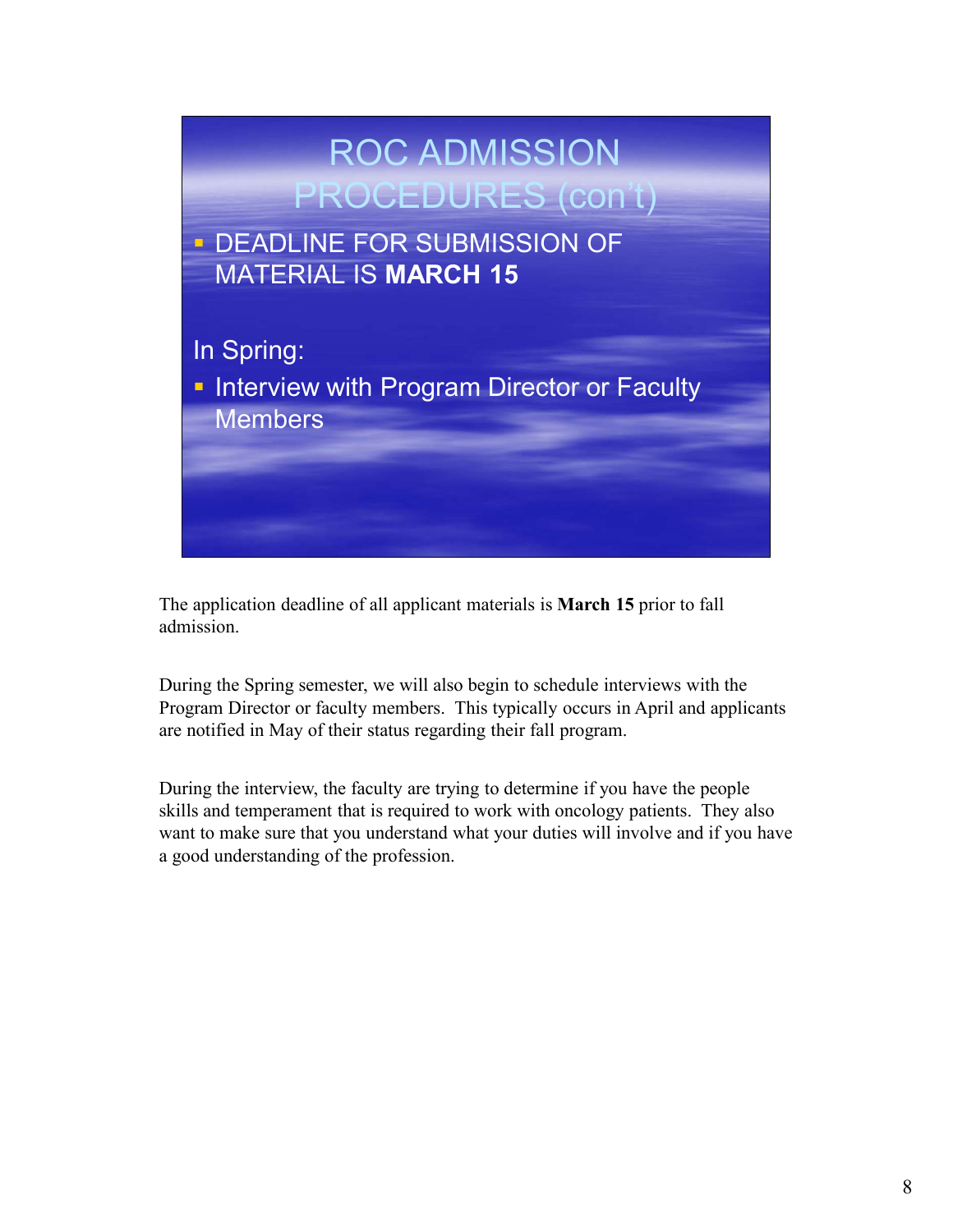## ROC ADMISSION PROCEDURES (con't)

- DEADLINE FOR SUBMISSION OF MATERIAL IS **MARCH 15**

In Spring:

- Interview with Program Director or Faculty Members

The application deadline of all applicant materials is **March 15** prior to fall admission.

During the Spring semester, we will also begin to schedule interviews with the Program Director or faculty members. This typically occurs in April and applicants are notified in May of their status regarding their fall program.

During the interview, the faculty are trying to determine if you have the people skills and temperament that is required to work with oncology patients. They also want to make sure that you understand what your duties will involve and if you have a good understanding of the profession.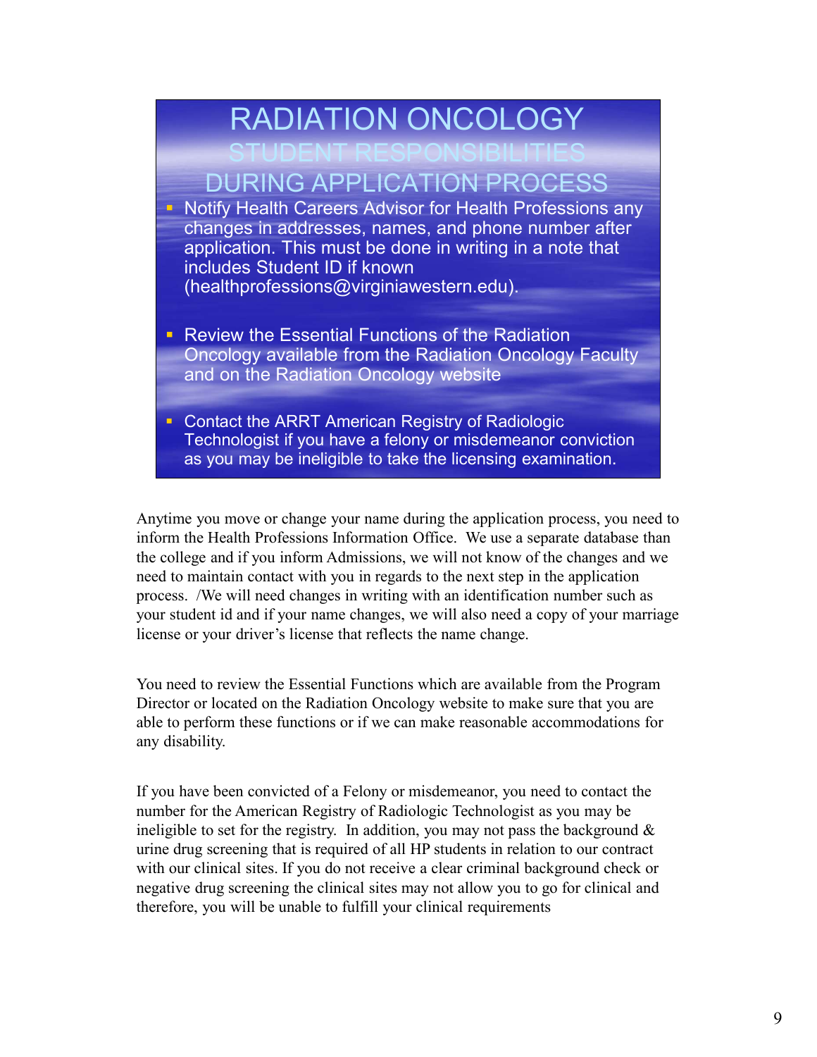## RADIATION ONCOLOGY STUDENT RESPONSIBILITIES DURING APPLICATION PROCESS

- Notify Health Careers Advisor for Health Professions any changes in addresses, names, and phone number after application. This must be done in writing in a note that includes Student ID if known (healthprofessions@virginiawestern.edu).
- Review the Essential Functions of the Radiation Oncology available from the Radiation Oncology Faculty and on the Radiation Oncology website
- Contact the ARRT American Registry of Radiologic Technologist if you have a felony or misdemeanor conviction as you may be ineligible to take the licensing examination.

Anytime you move or change your name during the application process, you need to inform the Health Professions Information Office. We use a separate database than the college and if you inform Admissions, we will not know of the changes and we need to maintain contact with you in regards to the next step in the application process. /We will need changes in writing with an identification number such as your student id and if your name changes, we will also need a copy of your marriage license or your driver's license that reflects the name change.

You need to review the Essential Functions which are available from the Program Director or located on the Radiation Oncology website to make sure that you are able to perform these functions or if we can make reasonable accommodations for any disability.

If you have been convicted of a Felony or misdemeanor, you need to contact the number for the American Registry of Radiologic Technologist as you may be ineligible to set for the registry. In addition, you may not pass the background & urine drug screening that is required of all HP students in relation to our contract with our clinical sites. If you do not receive a clear criminal background check or negative drug screening the clinical sites may not allow you to go for clinical and therefore, you will be unable to fulfill your clinical requirements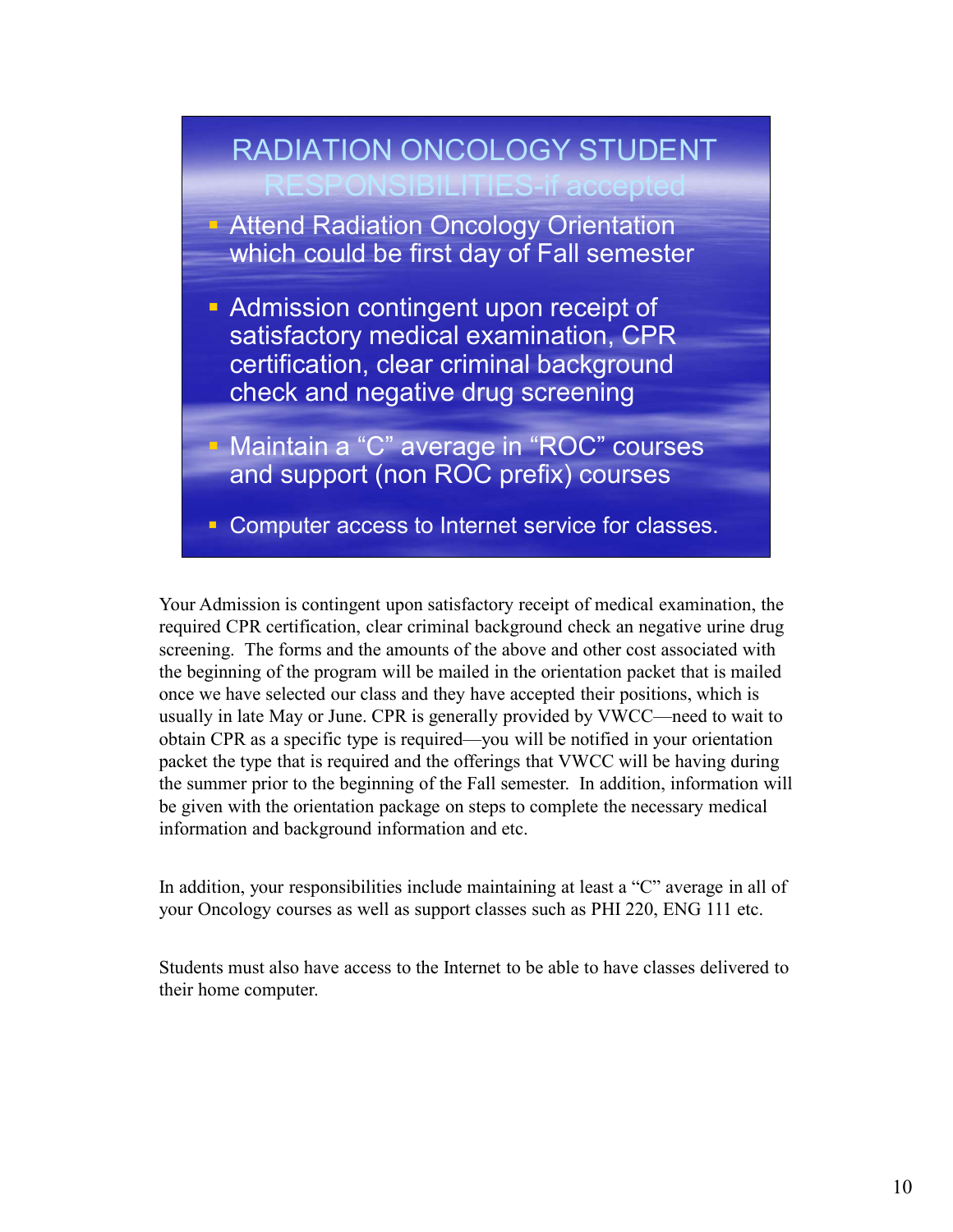## RADIATION ONCOLOGY STUDENT RESPONSIBILITIES-if accepted

- Attend Radiation Oncology Orientation which could be first day of Fall semester
- Admission contingent upon receipt of satisfactory medical examination, CPR certification, clear criminal background check and negative drug screening
- Maintain a "C" average in "ROC" courses and support (non ROC prefix) courses
- Computer access to Internet service for classes.

Your Admission is contingent upon satisfactory receipt of medical examination, the required CPR certification, clear criminal background check an negative urine drug screening. The forms and the amounts of the above and other cost associated with the beginning of the program will be mailed in the orientation packet that is mailed once we have selected our class and they have accepted their positions, which is usually in late May or June. CPR is generally provided by VWCC—need to wait to obtain CPR as a specific type is required—you will be notified in your orientation packet the type that is required and the offerings that VWCC will be having during the summer prior to the beginning of the Fall semester. In addition, information will be given with the orientation package on steps to complete the necessary medical information and background information and etc.

In addition, your responsibilities include maintaining at least a "C" average in all of your Oncology courses as well as support classes such as PHI 220, ENG 111 etc.

Students must also have access to the Internet to be able to have classes delivered to their home computer.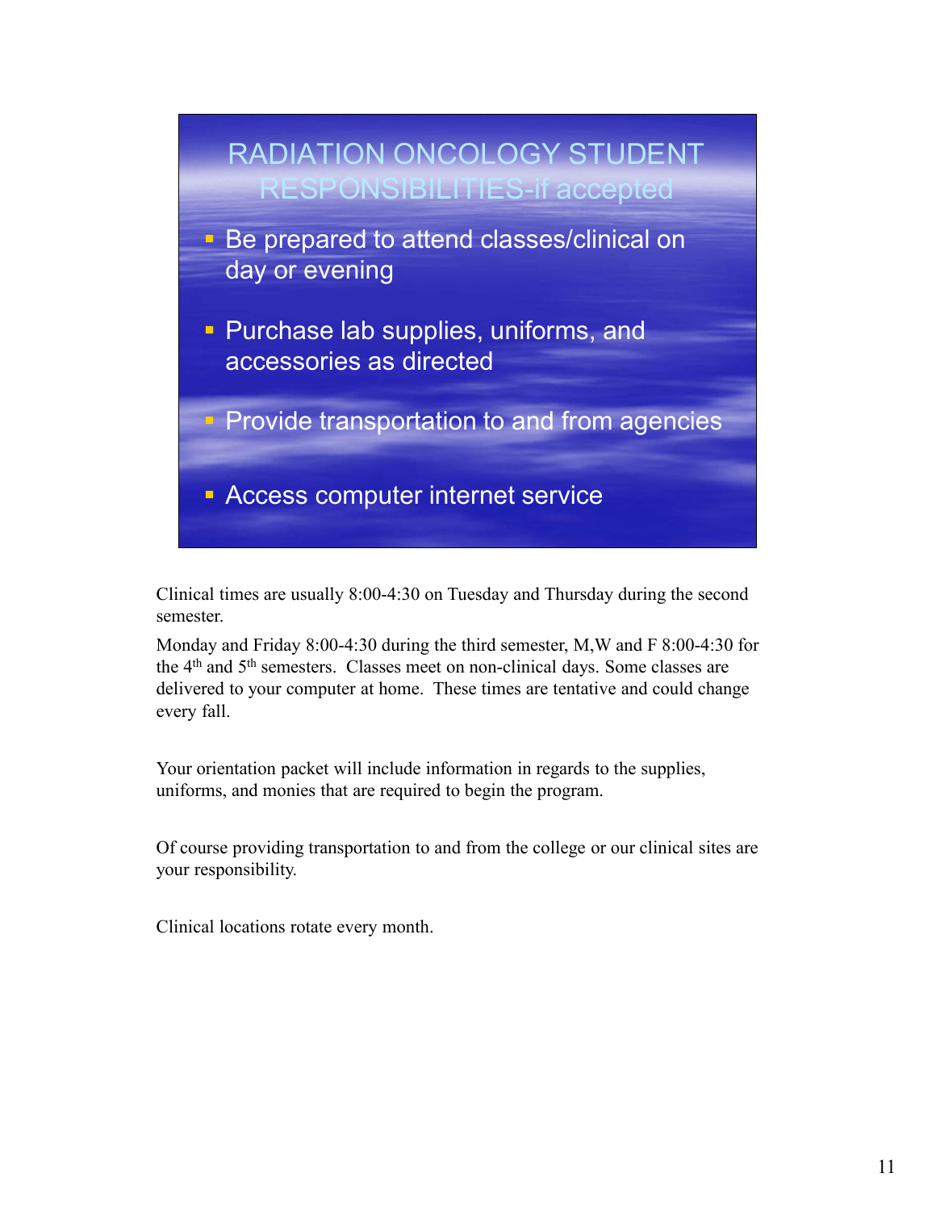## RADIATION ONCOLOGY STUDENT RESPONSIBILITIES-if accepted

- Be prepared to attend classes/clinical on day or evening
- Purchase lab supplies, uniforms, and accessories as directed
- Provide transportation to and from agencies
- Access computer internet service

Clinical times are usually 8:00-4:30 on Tuesday and Thursday during the second semester.

Monday and Friday 8:00-4:30 during the third semester, M,W and F 8:00-4:30 for the 4th and 5th semesters. Classes meet on non-clinical days. Some classes are delivered to your computer at home. These times are tentative and could change every fall.

Your orientation packet will include information in regards to the supplies, uniforms, and monies that are required to begin the program.

Of course providing transportation to and from the college or our clinical sites are your responsibility.

Clinical locations rotate every month.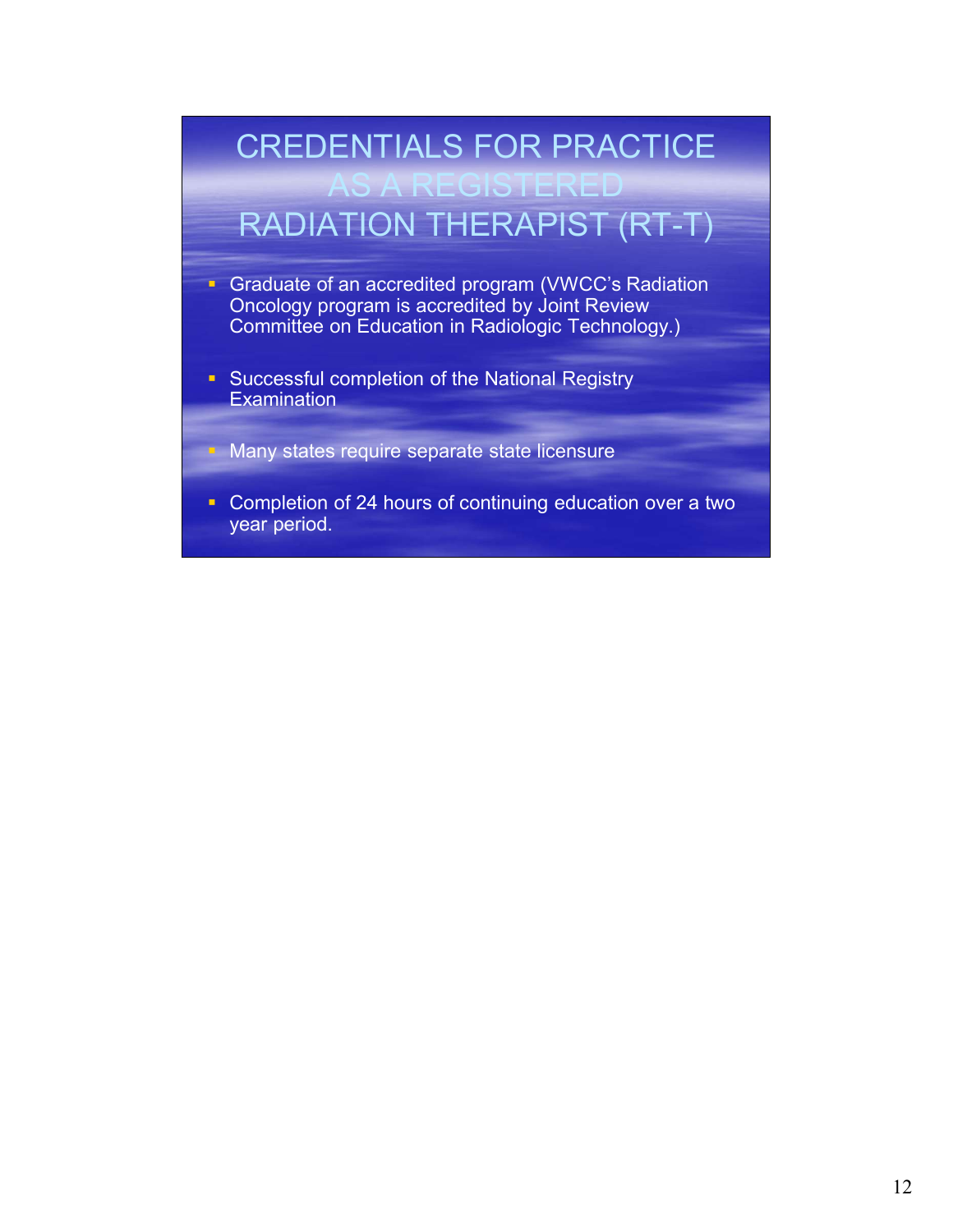# CREDENTIALS FOR PRACTICE AS A REGISTERED RADIATION THERAPIST (RT-T)

- Graduate of an accredited program (VWCC's Radiation Oncology program is accredited by Joint Review Committee on Education in Radiologic Technology.)
- Successful completion of the National Registry Examination
- Many states require separate state licensure
- Completion of 24 hours of continuing education over a two year period.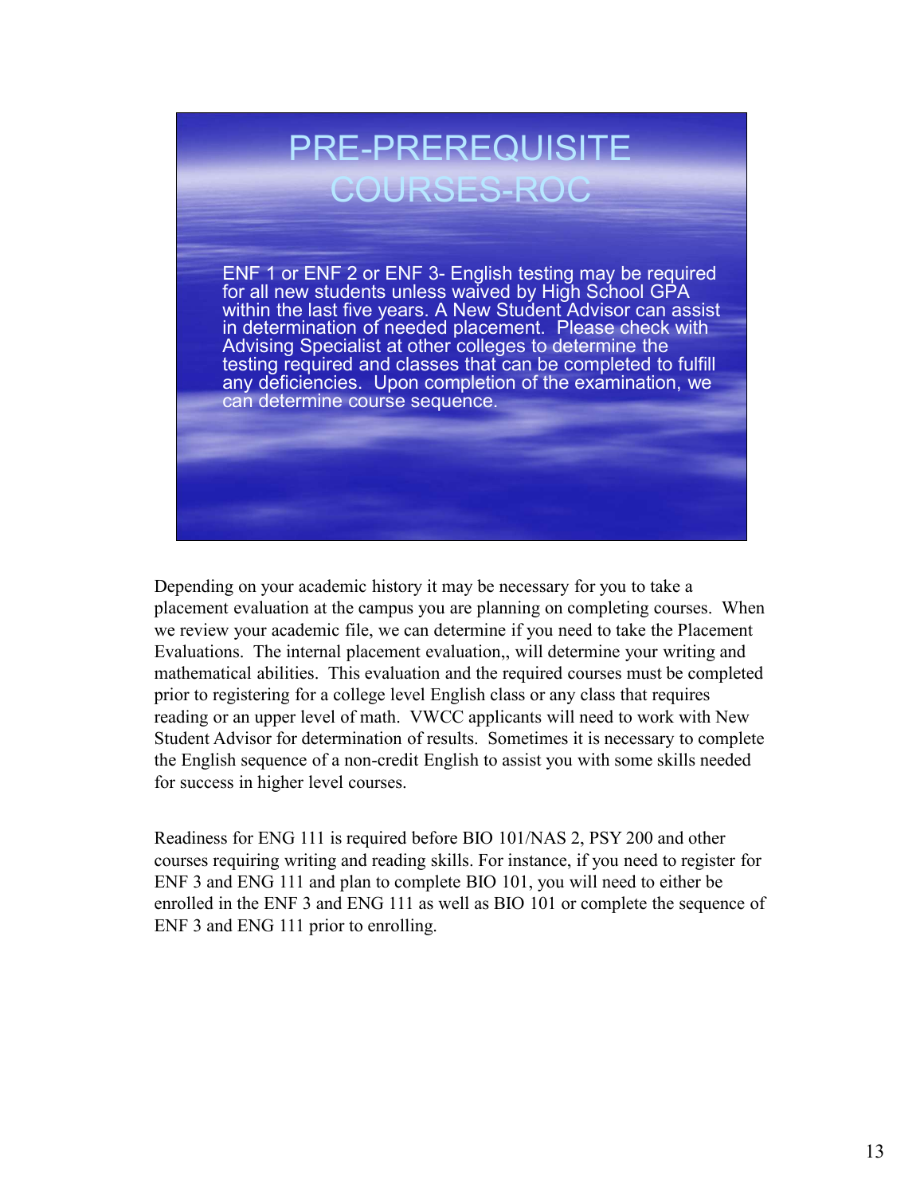## PRE-PREREQUISITE COURSES-ROC

ENF 1 or ENF 2 or ENF 3- English testing may be required for all new students unless waived by High School GPA within the last five years. A New Student Advisor can assist in determination of needed placement. Please check with Advising Specialist at other colleges to determine the testing required and classes that can be completed to fulfill any deficiencies. Upon completion of the examination, we can determine course sequence.

Depending on your academic history it may be necessary for you to take a placement evaluation at the campus you are planning on completing courses. When we review your academic file, we can determine if you need to take the Placement Evaluations. The internal placement evaluation,, will determine your writing and mathematical abilities. This evaluation and the required courses must be completed prior to registering for a college level English class or any class that requires reading or an upper level of math. VWCC applicants will need to work with New Student Advisor for determination of results. Sometimes it is necessary to complete the English sequence of a non-credit English to assist you with some skills needed for success in higher level courses.

Readiness for ENG 111 is required before BIO 101/NAS 2, PSY 200 and other courses requiring writing and reading skills. For instance, if you need to register for ENF 3 and ENG 111 and plan to complete BIO 101, you will need to either be enrolled in the ENF 3 and ENG 111 as well as BIO 101 or complete the sequence of ENF 3 and ENG 111 prior to enrolling.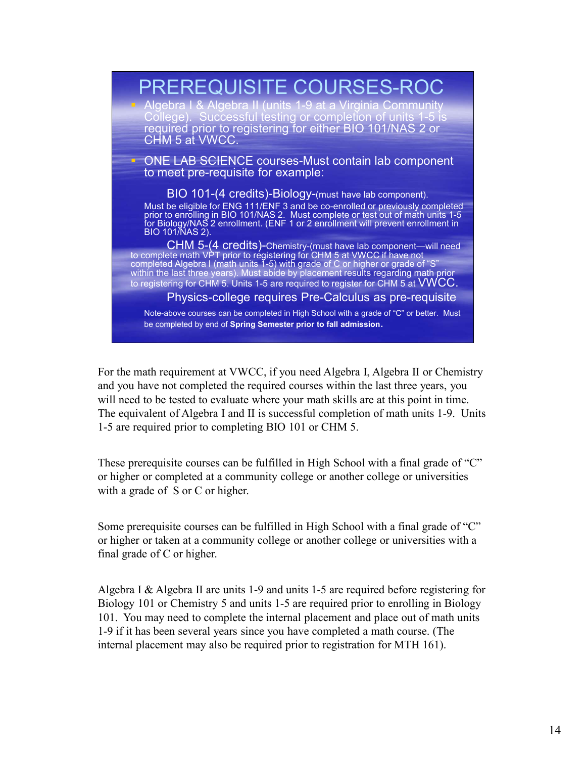# PREREQUISITE COURSES-ROC

- Algebra I & Algebra II (units 1-9 at a Virginia Community College). Successful testing or completion of units 1-5 is required prior to registering for either BIO 101/NAS 2 or CHM 5 at VWCC.
- ONE LAB SCIENCE courses-Must contain lab component to meet pre-requisite for example:

BIO 101-(4 credits)-Biology-(must have lab component). Must be eligible for ENG 111/ENF 3 and be co-enrolled or previously completed prior to enrolling in BIO 101/NAS 2. Must complete or test out of math units 1-5 for Biology/NAS 2 enrollment. (ENF 1 or 2 enrollment will prevent enrollment in BIO 101/NAS 2).

CHM 5-(4 credits)-Chemistry-(must have lab component—will need to complete math VPT prior to registering for CHM 5 at VWCC if have not completed Algebra I (math units 1-5) with grade of C or higher or grade of "S" within the last three years). Must abide by placement results regarding math prior to registering for CHM 5. Units 1-5 are required to register for CHM 5 at VWCC.

Physics-college requires Pre-Calculus as pre-requisite

Note-above courses can be completed in High School with a grade of "C" or better. Must be completed by end of **Spring Semester prior to fall admission.**

For the math requirement at VWCC, if you need Algebra I, Algebra II or Chemistry and you have not completed the required courses within the last three years, you will need to be tested to evaluate where your math skills are at this point in time. The equivalent of Algebra I and II is successful completion of math units 1-9. Units 1-5 are required prior to completing BIO 101 or CHM 5.

These prerequisite courses can be fulfilled in High School with a final grade of "C" or higher or completed at a community college or another college or universities with a grade of S or C or higher.

Some prerequisite courses can be fulfilled in High School with a final grade of "C" or higher or taken at a community college or another college or universities with a final grade of C or higher.

Algebra I & Algebra II are units 1-9 and units 1-5 are required before registering for Biology 101 or Chemistry 5 and units 1-5 are required prior to enrolling in Biology 101. You may need to complete the internal placement and place out of math units 1-9 if it has been several years since you have completed a math course. (The internal placement may also be required prior to registration for MTH 161).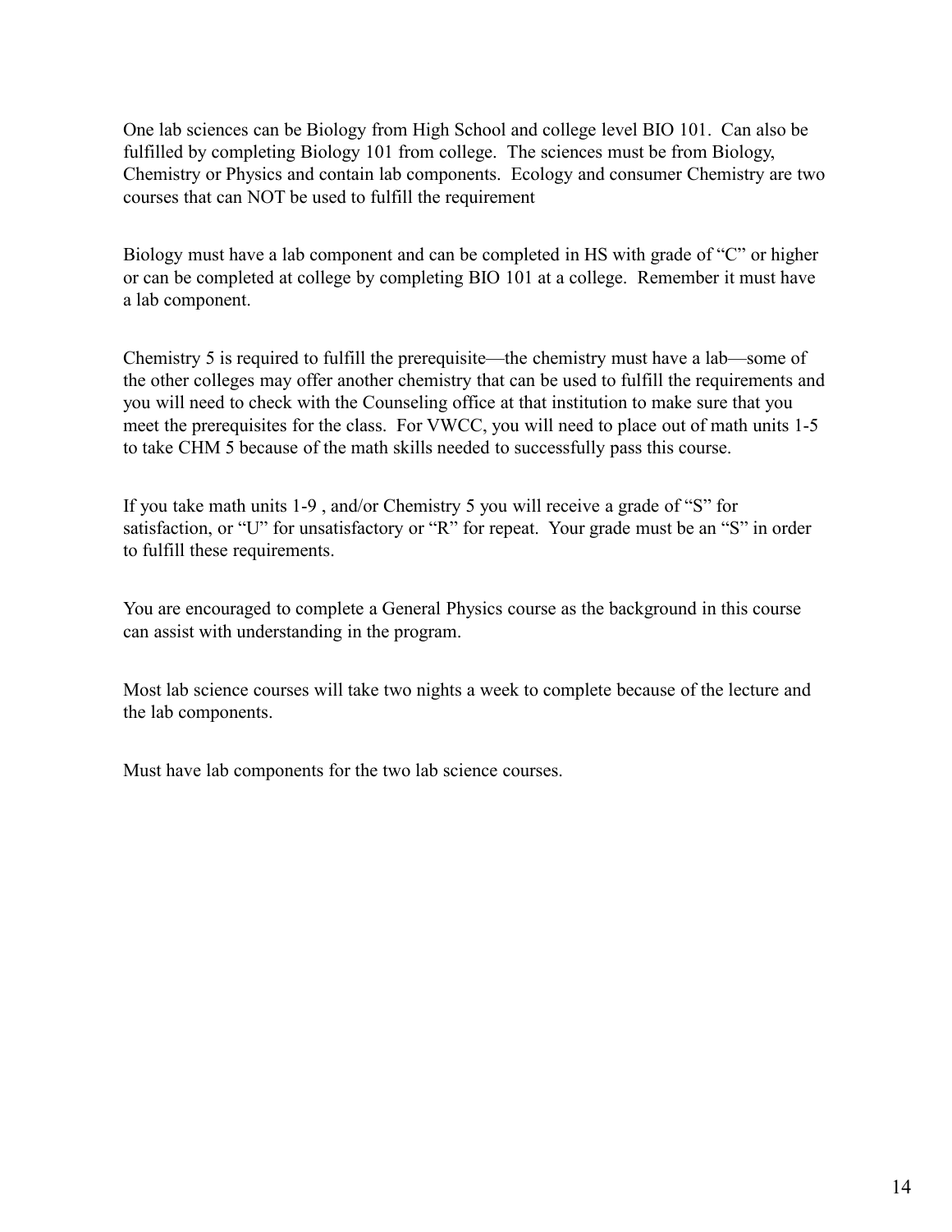One lab sciences can be Biology from High School and college level BIO 101. Can also be fulfilled by completing Biology 101 from college. The sciences must be from Biology, Chemistry or Physics and contain lab components. Ecology and consumer Chemistry are two courses that can NOT be used to fulfill the requirement

Biology must have a lab component and can be completed in HS with grade of “C” or higher or can be completed at college by completing BIO 101 at a college. Remember it must have a lab component.

Chemistry 5 is required to fulfill the prerequisite—the chemistry must have a lab—some of the other colleges may offer another chemistry that can be used to fulfill the requirements and you will need to check with the Counseling office at that institution to make sure that you meet the prerequisites for the class. For VWCC, you will need to place out of math units 1-5 to take CHM 5 because of the math skills needed to successfully pass this course.

If you take math units 1-9 , and/or Chemistry 5 you will receive a grade of “S” for satisfaction, or “U” for unsatisfactory or “R” for repeat. Your grade must be an “S” in order to fulfill these requirements.

You are encouraged to complete a General Physics course as the background in this course can assist with understanding in the program.

Most lab science courses will take two nights a week to complete because of the lecture and the lab components.

Must have lab components for the two lab science courses.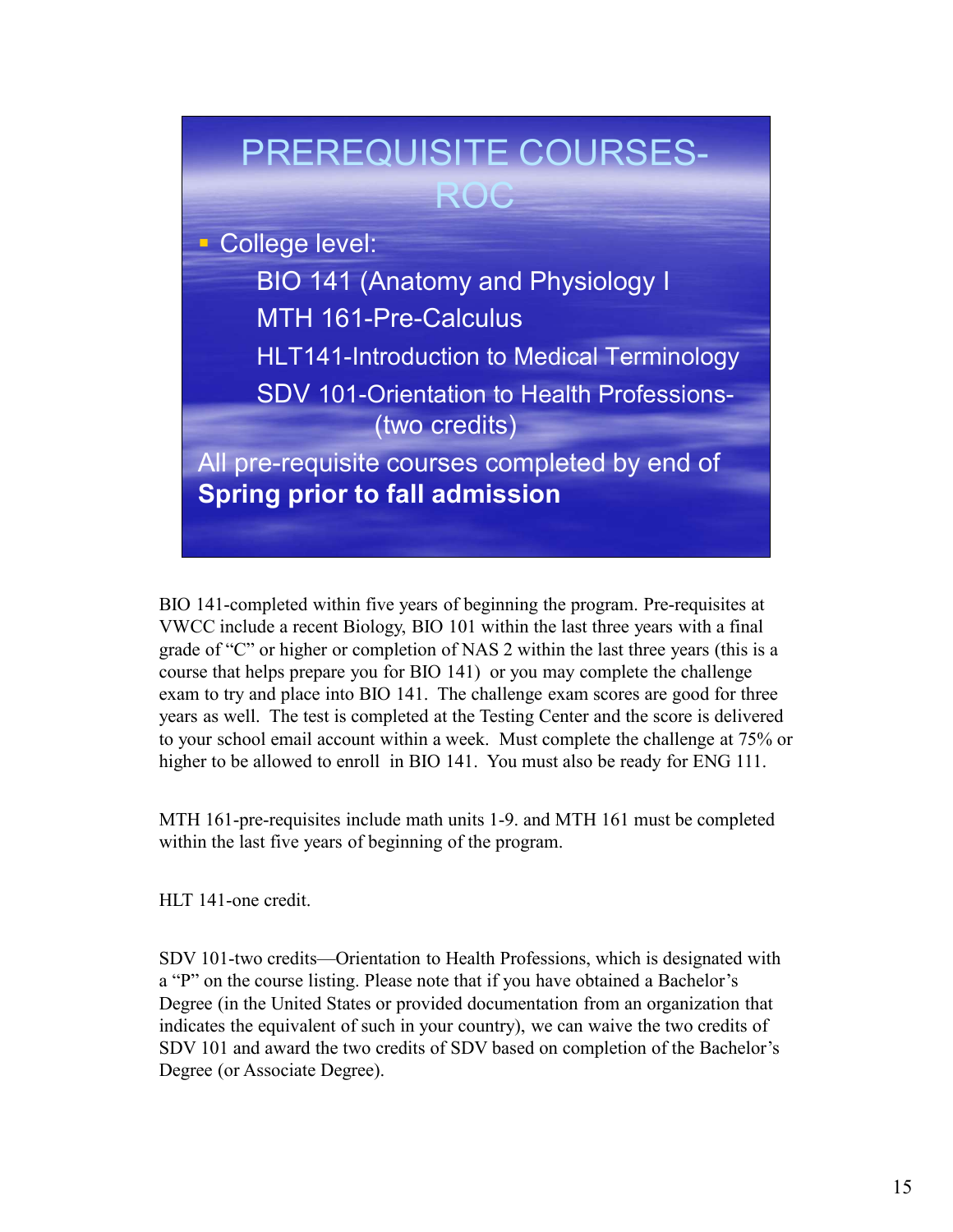## PREREQUISITE COURSES-ROC

- College level:
  - BIO 141 (Anatomy and Physiology I
  - MTH 161-Pre-Calculus
  - HLT141-Introduction to Medical Terminology
  - SDV 101-Orientation to Health Professions-(two credits)

All pre-requisite courses completed by end of **Spring prior to fall admission**

BIO 141-completed within five years of beginning the program. Pre-requisites at VWCC include a recent Biology, BIO 101 within the last three years with a final grade of "C" or higher or completion of NAS 2 within the last three years (this is a course that helps prepare you for BIO 141) or you may complete the challenge exam to try and place into BIO 141. The challenge exam scores are good for three years as well. The test is completed at the Testing Center and the score is delivered to your school email account within a week. Must complete the challenge at 75% or higher to be allowed to enroll in BIO 141. You must also be ready for ENG 111.

MTH 161-pre-requisites include math units 1-9. and MTH 161 must be completed within the last five years of beginning of the program.

HLT 141-one credit.

SDV 101-two credits—Orientation to Health Professions, which is designated with a "P" on the course listing. Please note that if you have obtained a Bachelor's Degree (in the United States or provided documentation from an organization that indicates the equivalent of such in your country), we can waive the two credits of SDV 101 and award the two credits of SDV based on completion of the Bachelor's Degree (or Associate Degree).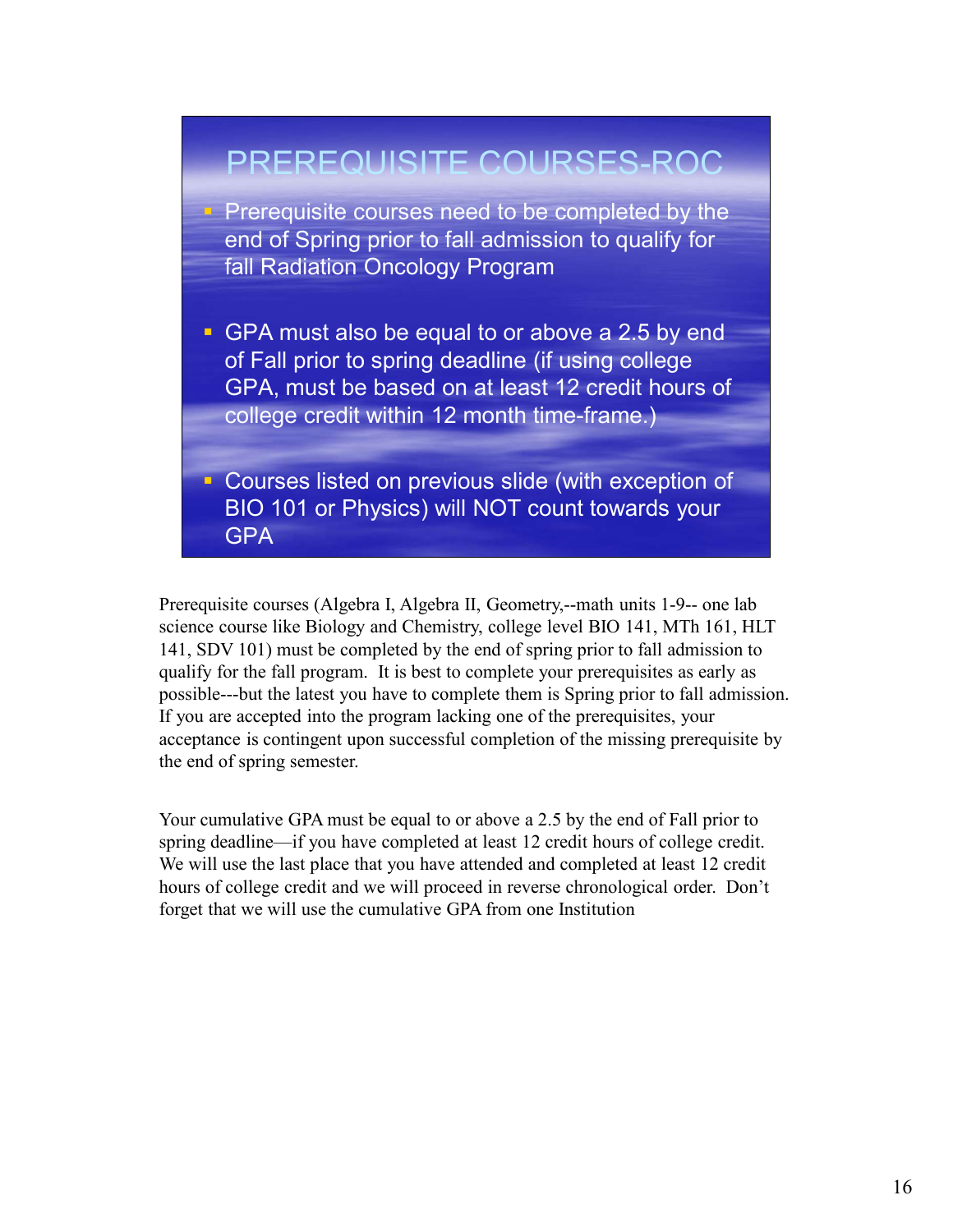## PREREQUISITE COURSES-ROC

- Prerequisite courses need to be completed by the end of Spring prior to fall admission to qualify for fall Radiation Oncology Program
- GPA must also be equal to or above a 2.5 by end of Fall prior to spring deadline (if using college GPA, must be based on at least 12 credit hours of college credit within 12 month time-frame.)
- Courses listed on previous slide (with exception of BIO 101 or Physics) will NOT count towards your GPA

Prerequisite courses (Algebra I, Algebra II, Geometry,--math units 1-9-- one lab science course like Biology and Chemistry, college level BIO 141, MTh 161, HLT 141, SDV 101) must be completed by the end of spring prior to fall admission to qualify for the fall program. It is best to complete your prerequisites as early as possible---but the latest you have to complete them is Spring prior to fall admission. If you are accepted into the program lacking one of the prerequisites, your acceptance is contingent upon successful completion of the missing prerequisite by the end of spring semester.

Your cumulative GPA must be equal to or above a 2.5 by the end of Fall prior to spring deadline—if you have completed at least 12 credit hours of college credit. We will use the last place that you have attended and completed at least 12 credit hours of college credit and we will proceed in reverse chronological order. Don't forget that we will use the cumulative GPA from one Institution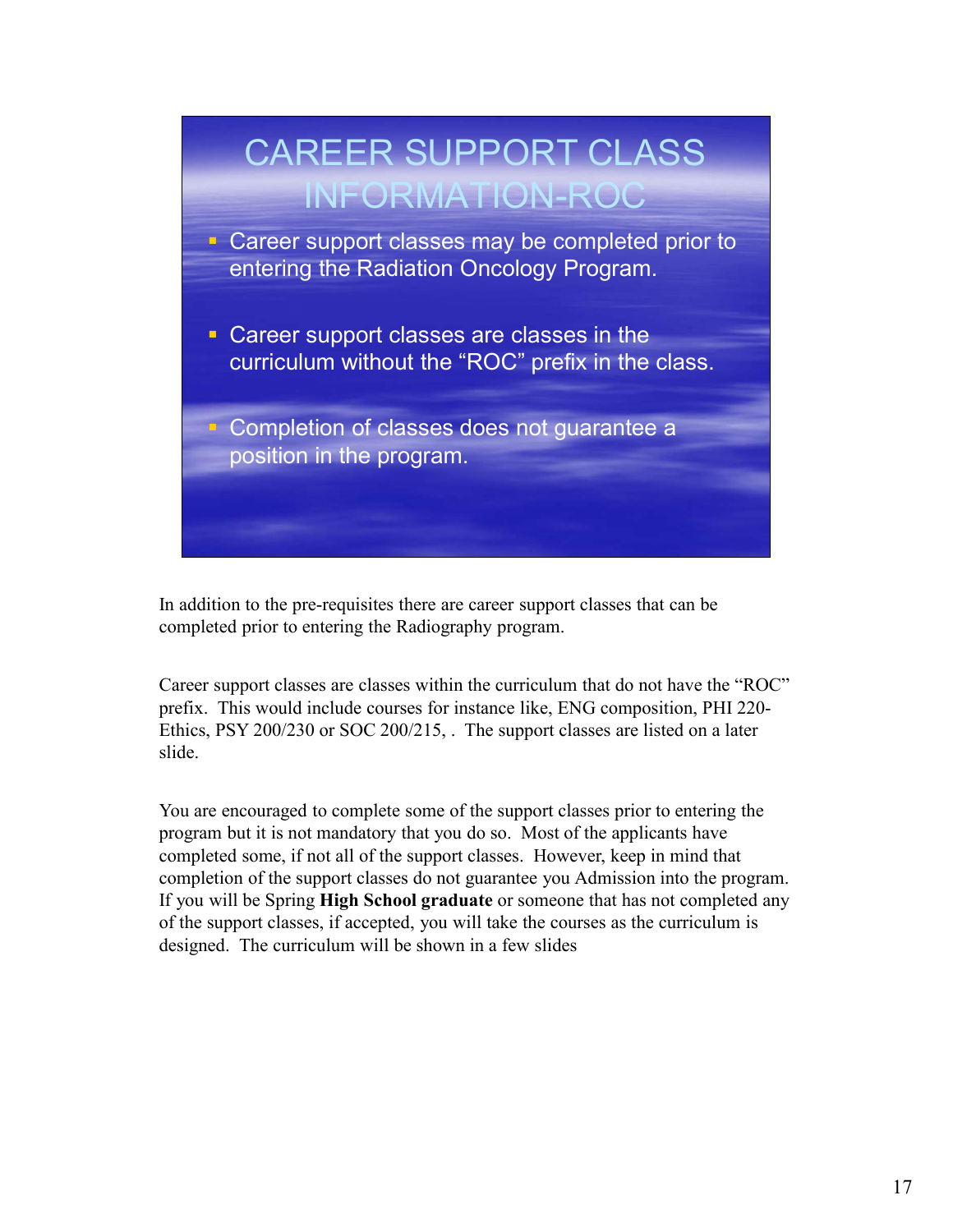# CAREER SUPPORT CLASS INFORMATION-ROC

- Career support classes may be completed prior to entering the Radiation Oncology Program.
- Career support classes are classes in the curriculum without the "ROC" prefix in the class.
- Completion of classes does not guarantee a position in the program.

In addition to the pre-requisites there are career support classes that can be completed prior to entering the Radiography program.

Career support classes are classes within the curriculum that do not have the "ROC" prefix. This would include courses for instance like, ENG composition, PHI 220-Ethics, PSY 200/230 or SOC 200/215, . The support classes are listed on a later slide.

You are encouraged to complete some of the support classes prior to entering the program but it is not mandatory that you do so. Most of the applicants have completed some, if not all of the support classes. However, keep in mind that completion of the support classes do not guarantee you Admission into the program. If you will be Spring **High School graduate** or someone that has not completed any of the support classes, if accepted, you will take the courses as the curriculum is designed. The curriculum will be shown in a few slides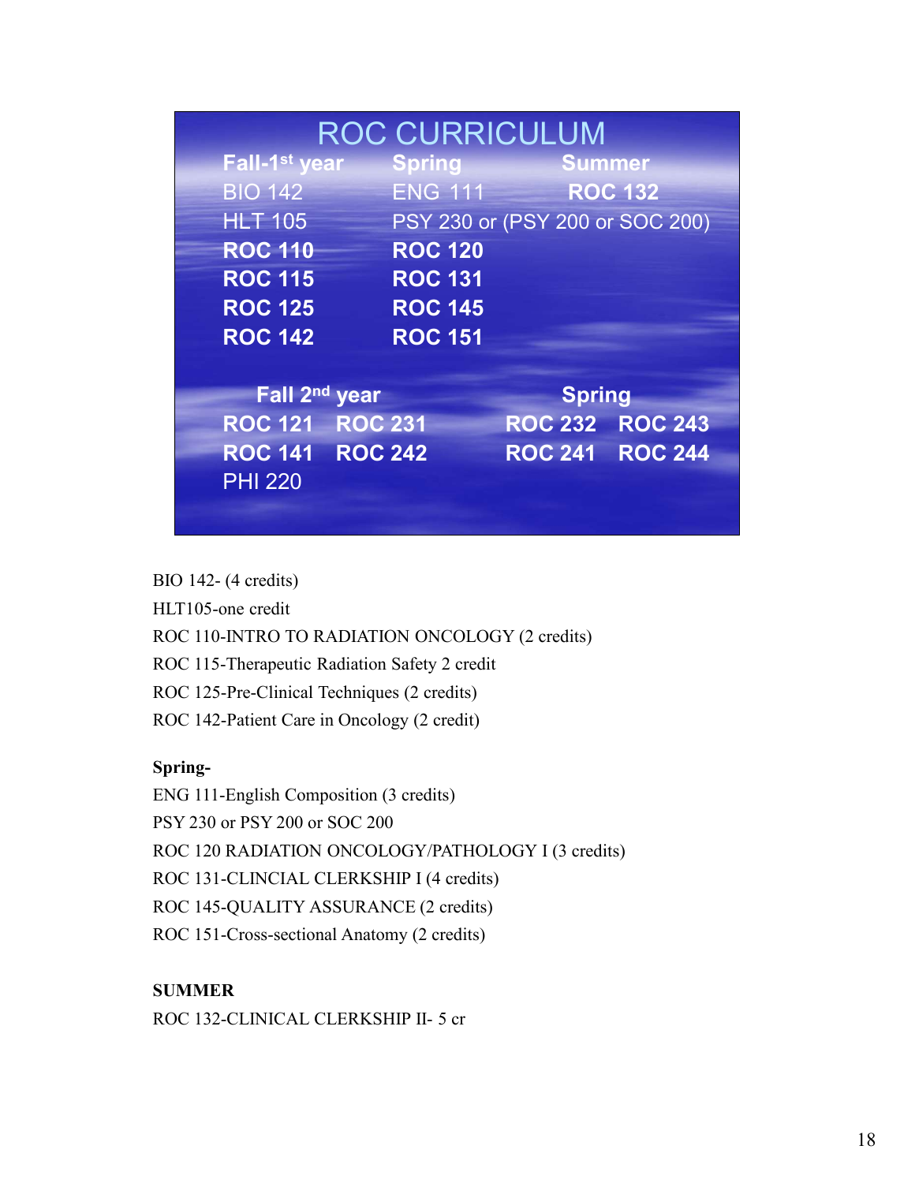# ROC CURRICULUM

| Fall-1st year | Spring | Summer |
|---|---|---|
| BIO 142 | ENG 111 | ROC 132 |
| HLT 105 | PSY 230 or (PSY 200 or SOC 200) | |
| ROC 110 | ROC 120 | |
| ROC 115 | ROC 131 | |
| ROC 125 | ROC 145 | |
| ROC 142 | ROC 151 | |

| Fall 2nd year | | Spring | |
|---|---|---|---|
| ROC 121 | ROC 231 | ROC 232 | ROC 243 |
| ROC 141 | ROC 242 | ROC 241 | ROC 244 |
| PHI 220 | | | |

BIO 142- (4 credits)
HLT105-one credit
ROC 110-INTRO TO RADIATION ONCOLOGY (2 credits)
ROC 115-Therapeutic Radiation Safety 2 credit
ROC 125-Pre-Clinical Techniques (2 credits)
ROC 142-Patient Care in Oncology (2 credit)

**Spring-**
ENG 111-English Composition (3 credits)
PSY 230 or PSY 200 or SOC 200
ROC 120 RADIATION ONCOLOGY/PATHOLOGY I (3 credits)
ROC 131-CLINCIAL CLERKSHIP I (4 credits)
ROC 145-QUALITY ASSURANCE (2 credits)
ROC 151-Cross-sectional Anatomy (2 credits)

**SUMMER**
ROC 132-CLINICAL CLERKSHIP II- 5 cr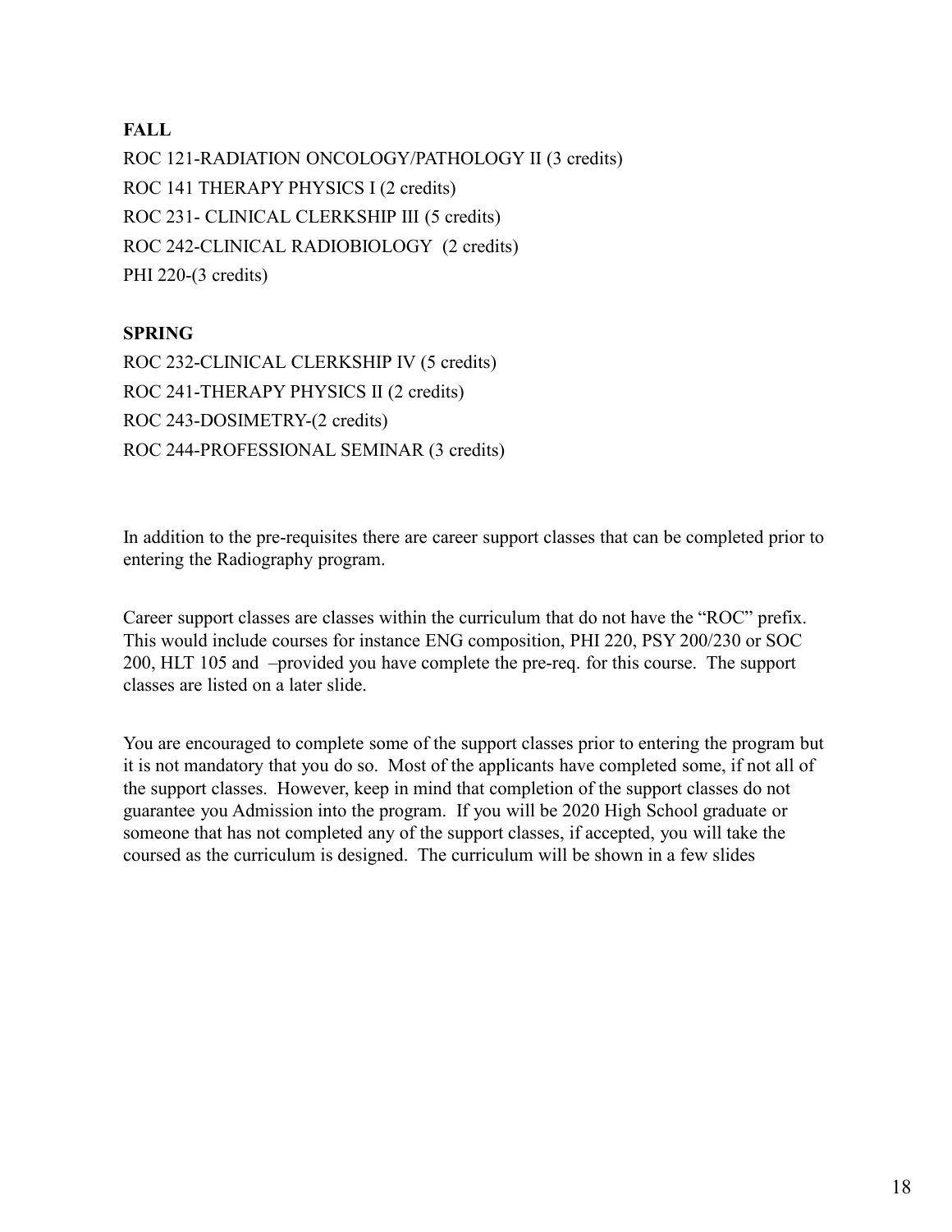**FALL**

ROC 121-RADIATION ONCOLOGY/PATHOLOGY II (3 credits)
ROC 141 THERAPY PHYSICS I (2 credits)
ROC 231- CLINICAL CLERKSHIP III (5 credits)
ROC 242-CLINICAL RADIOBIOLOGY (2 credits)
PHI 220-(3 credits)

**SPRING**

ROC 232-CLINICAL CLERKSHIP IV (5 credits)
ROC 241-THERAPY PHYSICS II (2 credits)
ROC 243-DOSIMETRY-(2 credits)
ROC 244-PROFESSIONAL SEMINAR (3 credits)

In addition to the pre-requisites there are career support classes that can be completed prior to entering the Radiography program.

Career support classes are classes within the curriculum that do not have the "ROC" prefix. This would include courses for instance ENG composition, PHI 220, PSY 200/230 or SOC 200, HLT 105 and –provided you have complete the pre-req. for this course. The support classes are listed on a later slide.

You are encouraged to complete some of the support classes prior to entering the program but it is not mandatory that you do so. Most of the applicants have completed some, if not all of the support classes. However, keep in mind that completion of the support classes do not guarantee you Admission into the program. If you will be 2020 High School graduate or someone that has not completed any of the support classes, if accepted, you will take the coursed as the curriculum is designed. The curriculum will be shown in a few slides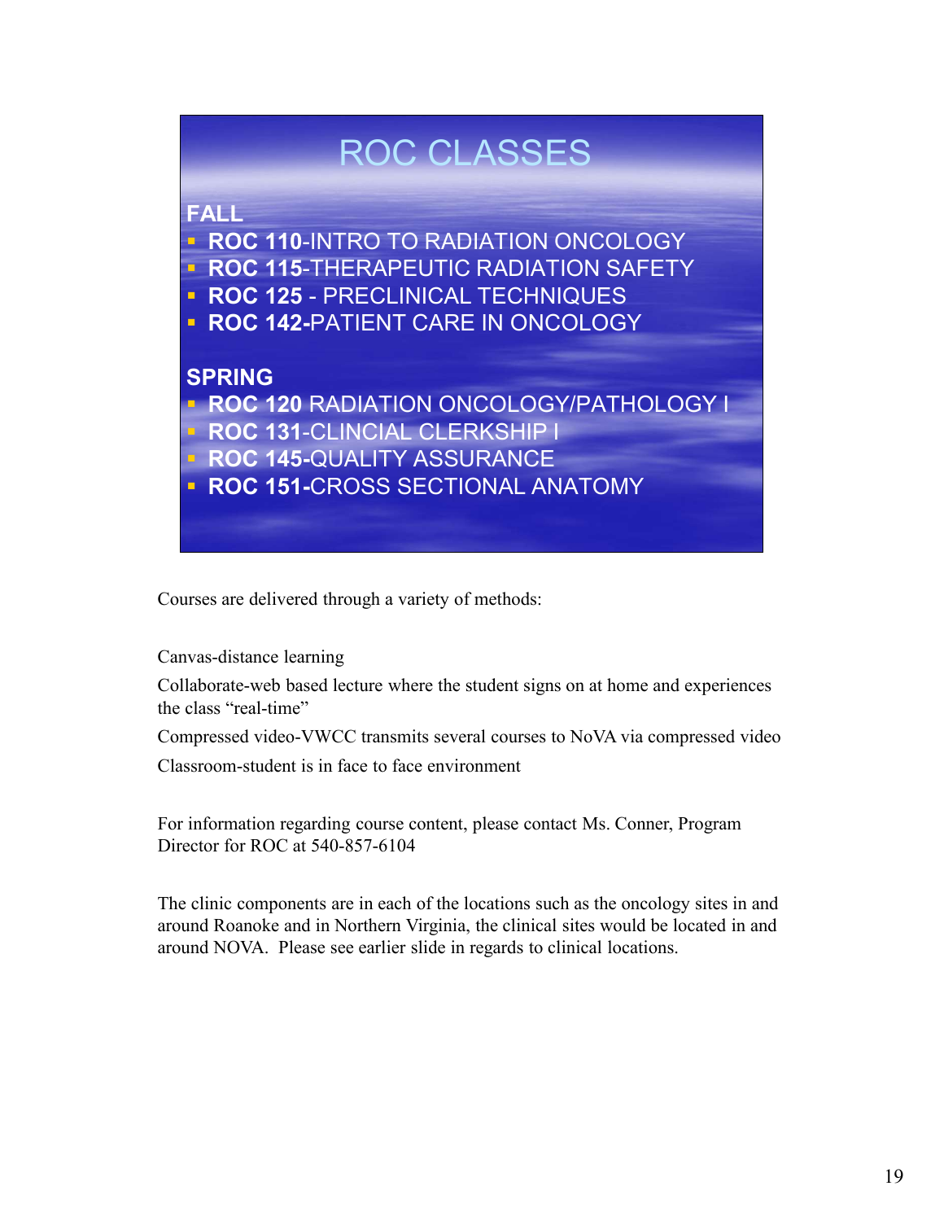# ROC CLASSES

**FALL**

- **ROC 110**-INTRO TO RADIATION ONCOLOGY
- **ROC 115**-THERAPEUTIC RADIATION SAFETY
- **ROC 125** - PRECLINICAL TECHNIQUES
- **ROC 142-**PATIENT CARE IN ONCOLOGY

**SPRING**

- **ROC 120** RADIATION ONCOLOGY/PATHOLOGY I
- **ROC 131**-CLINCIAL CLERKSHIP I
- **ROC 145-**QUALITY ASSURANCE
- **ROC 151-**CROSS SECTIONAL ANATOMY

Courses are delivered through a variety of methods:

Canvas-distance learning

Collaborate-web based lecture where the student signs on at home and experiences the class "real-time"

Compressed video-VWCC transmits several courses to NoVA via compressed video

Classroom-student is in face to face environment

For information regarding course content, please contact Ms. Conner, Program Director for ROC at 540-857-6104

The clinic components are in each of the locations such as the oncology sites in and around Roanoke and in Northern Virginia, the clinical sites would be located in and around NOVA. Please see earlier slide in regards to clinical locations.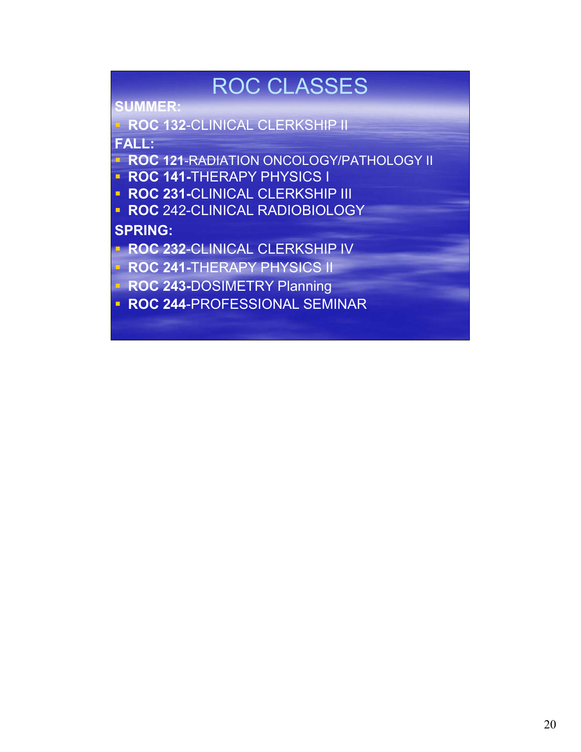# ROC CLASSES

**SUMMER:**

- **ROC 132**-CLINICAL CLERKSHIP II

**FALL:**

- **ROC 121**-RADIATION ONCOLOGY/PATHOLOGY II
- **ROC 141-**THERAPY PHYSICS I
- **ROC 231-**CLINICAL CLERKSHIP III
- **ROC** 242-CLINICAL RADIOBIOLOGY

**SPRING:**

- **ROC 232**-CLINICAL CLERKSHIP IV
- **ROC 241-**THERAPY PHYSICS II
- **ROC 243-**DOSIMETRY Planning
- **ROC 244**-PROFESSIONAL SEMINAR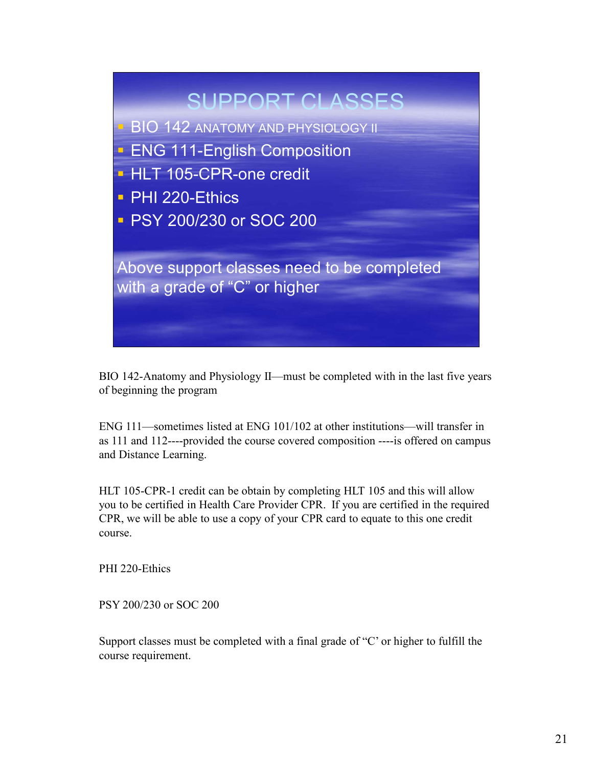## SUPPORT CLASSES

- BIO 142 ANATOMY AND PHYSIOLOGY II
- ENG 111-English Composition
- HLT 105-CPR-one credit
- PHI 220-Ethics
- PSY 200/230 or SOC 200

Above support classes need to be completed with a grade of "C" or higher

BIO 142-Anatomy and Physiology II—must be completed with in the last five years of beginning the program

ENG 111—sometimes listed at ENG 101/102 at other institutions—will transfer in as 111 and 112----provided the course covered composition ----is offered on campus and Distance Learning.

HLT 105-CPR-1 credit can be obtain by completing HLT 105 and this will allow you to be certified in Health Care Provider CPR. If you are certified in the required CPR, we will be able to use a copy of your CPR card to equate to this one credit course.

PHI 220-Ethics

PSY 200/230 or SOC 200

Support classes must be completed with a final grade of "C' or higher to fulfill the course requirement.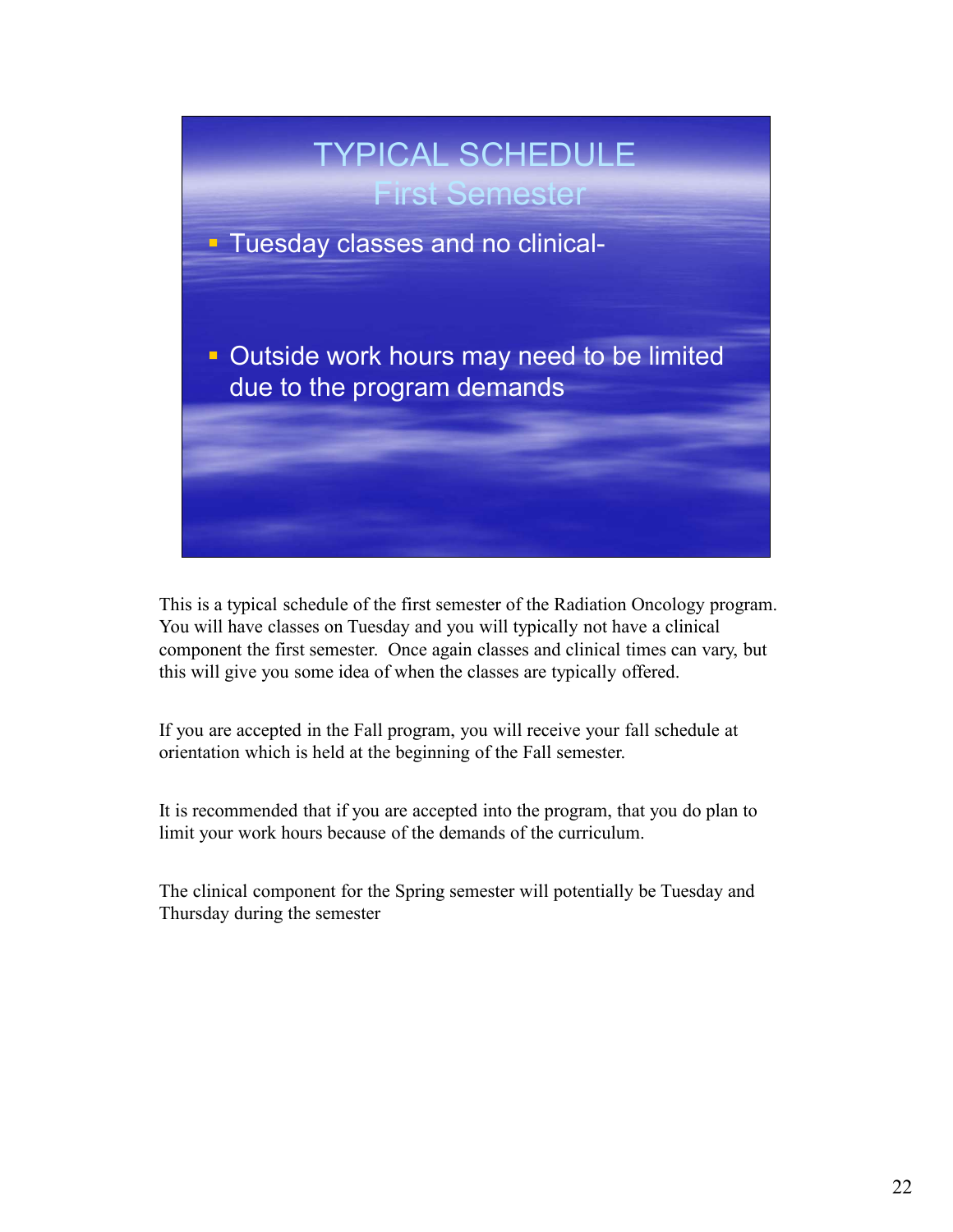# TYPICAL SCHEDULE

## First Semester

- Tuesday classes and no clinical-
- Outside work hours may need to be limited due to the program demands

This is a typical schedule of the first semester of the Radiation Oncology program. You will have classes on Tuesday and you will typically not have a clinical component the first semester. Once again classes and clinical times can vary, but this will give you some idea of when the classes are typically offered.

If you are accepted in the Fall program, you will receive your fall schedule at orientation which is held at the beginning of the Fall semester.

It is recommended that if you are accepted into the program, that you do plan to limit your work hours because of the demands of the curriculum.

The clinical component for the Spring semester will potentially be Tuesday and Thursday during the semester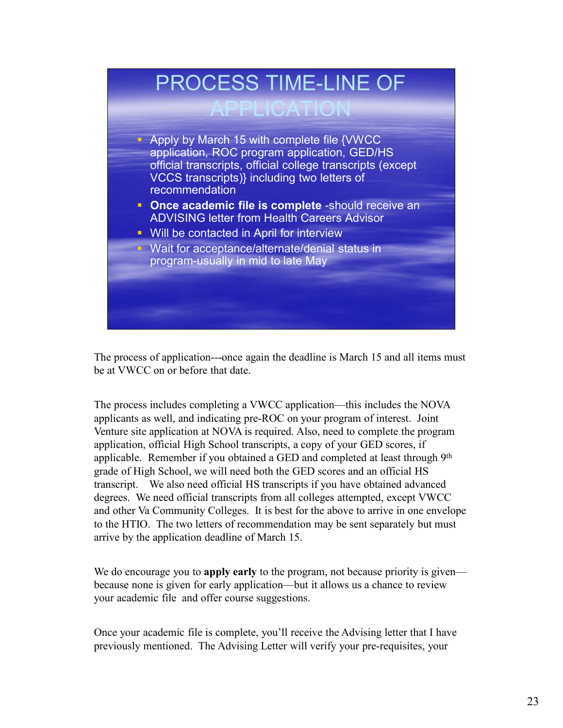## PROCESS TIME-LINE OF APPLICATION

- Apply by March 15 with complete file {VWCC application, ROC program application, GED/HS official transcripts, official college transcripts (except VCCS transcripts)} including two letters of recommendation
- **Once academic file is complete** -should receive an ADVISING letter from Health Careers Advisor
- Will be contacted in April for interview
- Wait for acceptance/alternate/denial status in program-usually in mid to late May

The process of application---once again the deadline is March 15 and all items must be at VWCC on or before that date.

The process includes completing a VWCC application—this includes the NOVA applicants as well, and indicating pre-ROC on your program of interest. Joint Venture site application at NOVA is required. Also, need to complete the program application, official High School transcripts, a copy of your GED scores, if applicable. Remember if you obtained a GED and completed at least through 9th grade of High School, we will need both the GED scores and an official HS transcript. We also need official HS transcripts if you have obtained advanced degrees. We need official transcripts from all colleges attempted, except VWCC and other Va Community Colleges. It is best for the above to arrive in one envelope to the HTIO. The two letters of recommendation may be sent separately but must arrive by the application deadline of March 15.

We do encourage you to **apply early** to the program, not because priority is given—because none is given for early application—but it allows us a chance to review your academic file and offer course suggestions.

Once your academic file is complete, you'll receive the Advising letter that I have previously mentioned. The Advising Letter will verify your pre-requisites, your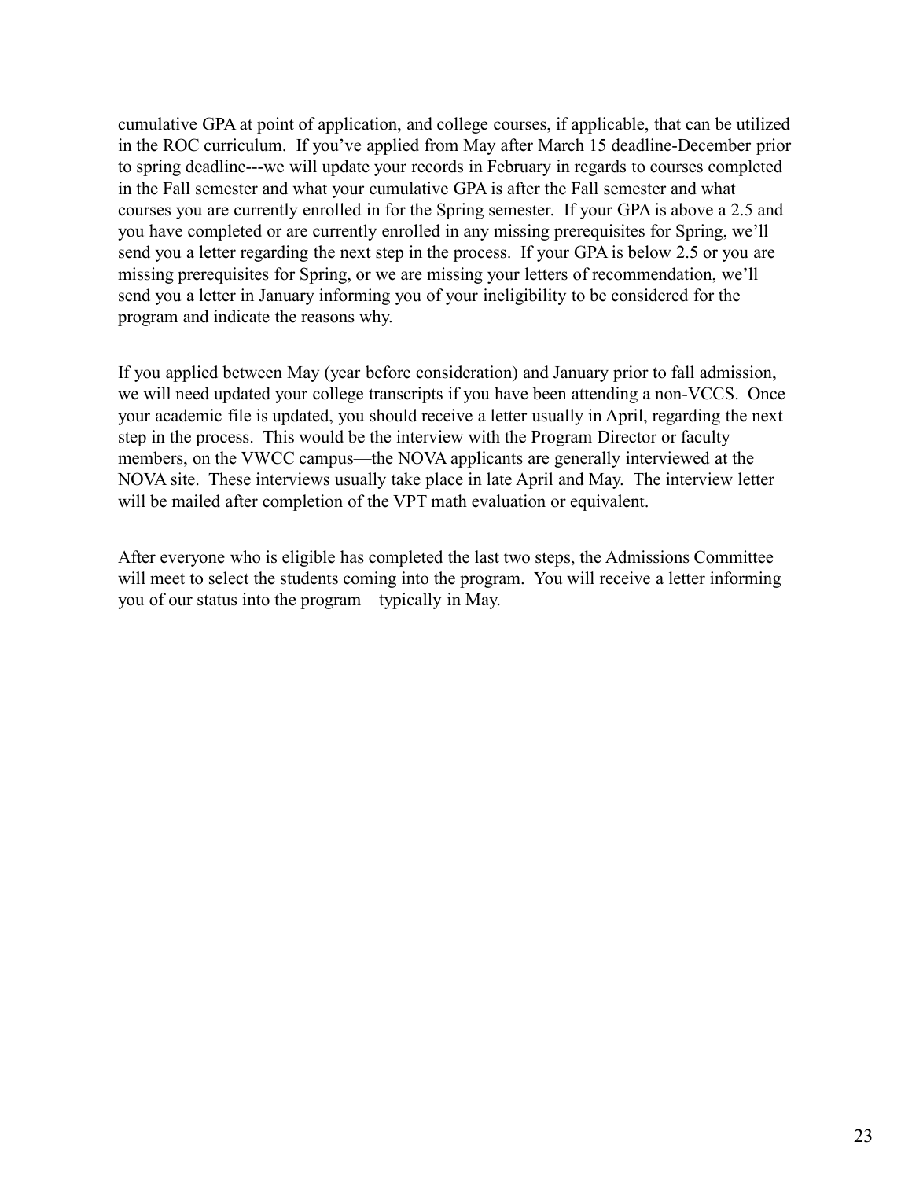cumulative GPA at point of application, and college courses, if applicable, that can be utilized in the ROC curriculum. If you've applied from May after March 15 deadline-December prior to spring deadline---we will update your records in February in regards to courses completed in the Fall semester and what your cumulative GPA is after the Fall semester and what courses you are currently enrolled in for the Spring semester. If your GPA is above a 2.5 and you have completed or are currently enrolled in any missing prerequisites for Spring, we'll send you a letter regarding the next step in the process. If your GPA is below 2.5 or you are missing prerequisites for Spring, or we are missing your letters of recommendation, we'll send you a letter in January informing you of your ineligibility to be considered for the program and indicate the reasons why.

If you applied between May (year before consideration) and January prior to fall admission, we will need updated your college transcripts if you have been attending a non-VCCS. Once your academic file is updated, you should receive a letter usually in April, regarding the next step in the process. This would be the interview with the Program Director or faculty members, on the VWCC campus—the NOVA applicants are generally interviewed at the NOVA site. These interviews usually take place in late April and May. The interview letter will be mailed after completion of the VPT math evaluation or equivalent.

After everyone who is eligible has completed the last two steps, the Admissions Committee will meet to select the students coming into the program. You will receive a letter informing you of our status into the program—typically in May.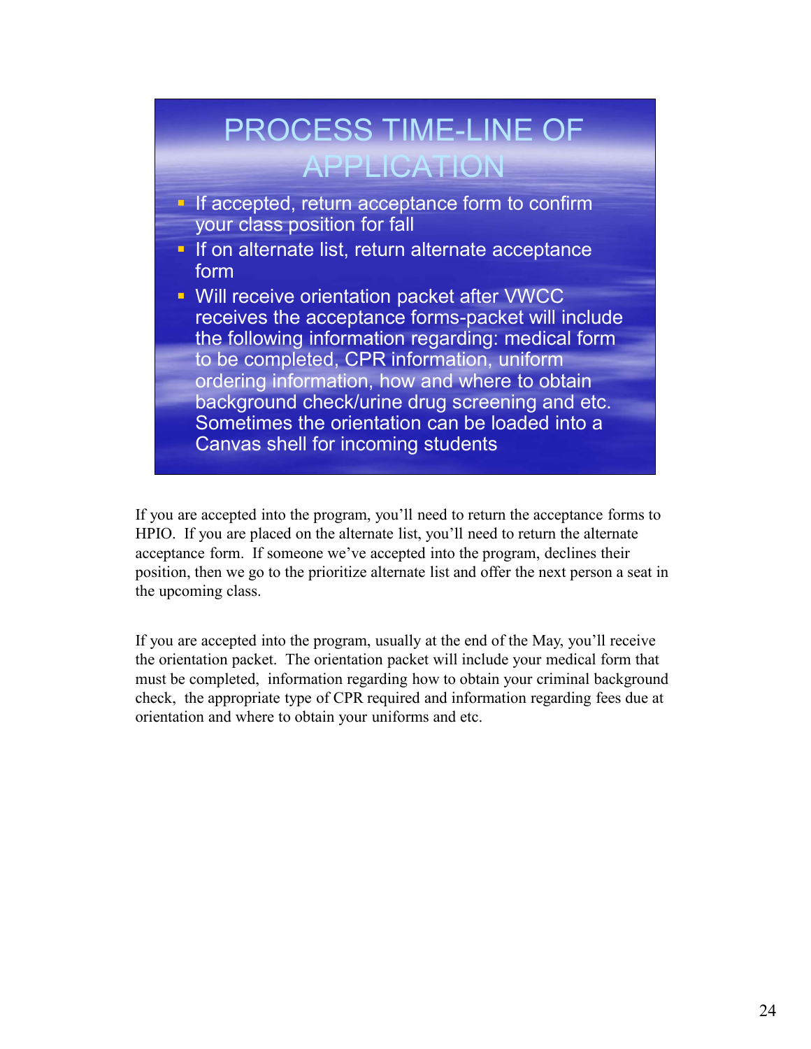## PROCESS TIME-LINE OF APPLICATION

- If accepted, return acceptance form to confirm your class position for fall
- If on alternate list, return alternate acceptance form
- Will receive orientation packet after VWCC receives the acceptance forms-packet will include the following information regarding: medical form to be completed, CPR information, uniform ordering information, how and where to obtain background check/urine drug screening and etc. Sometimes the orientation can be loaded into a Canvas shell for incoming students

If you are accepted into the program, you'll need to return the acceptance forms to HPIO. If you are placed on the alternate list, you'll need to return the alternate acceptance form. If someone we've accepted into the program, declines their position, then we go to the prioritize alternate list and offer the next person a seat in the upcoming class.

If you are accepted into the program, usually at the end of the May, you'll receive the orientation packet. The orientation packet will include your medical form that must be completed, information regarding how to obtain your criminal background check, the appropriate type of CPR required and information regarding fees due at orientation and where to obtain your uniforms and etc.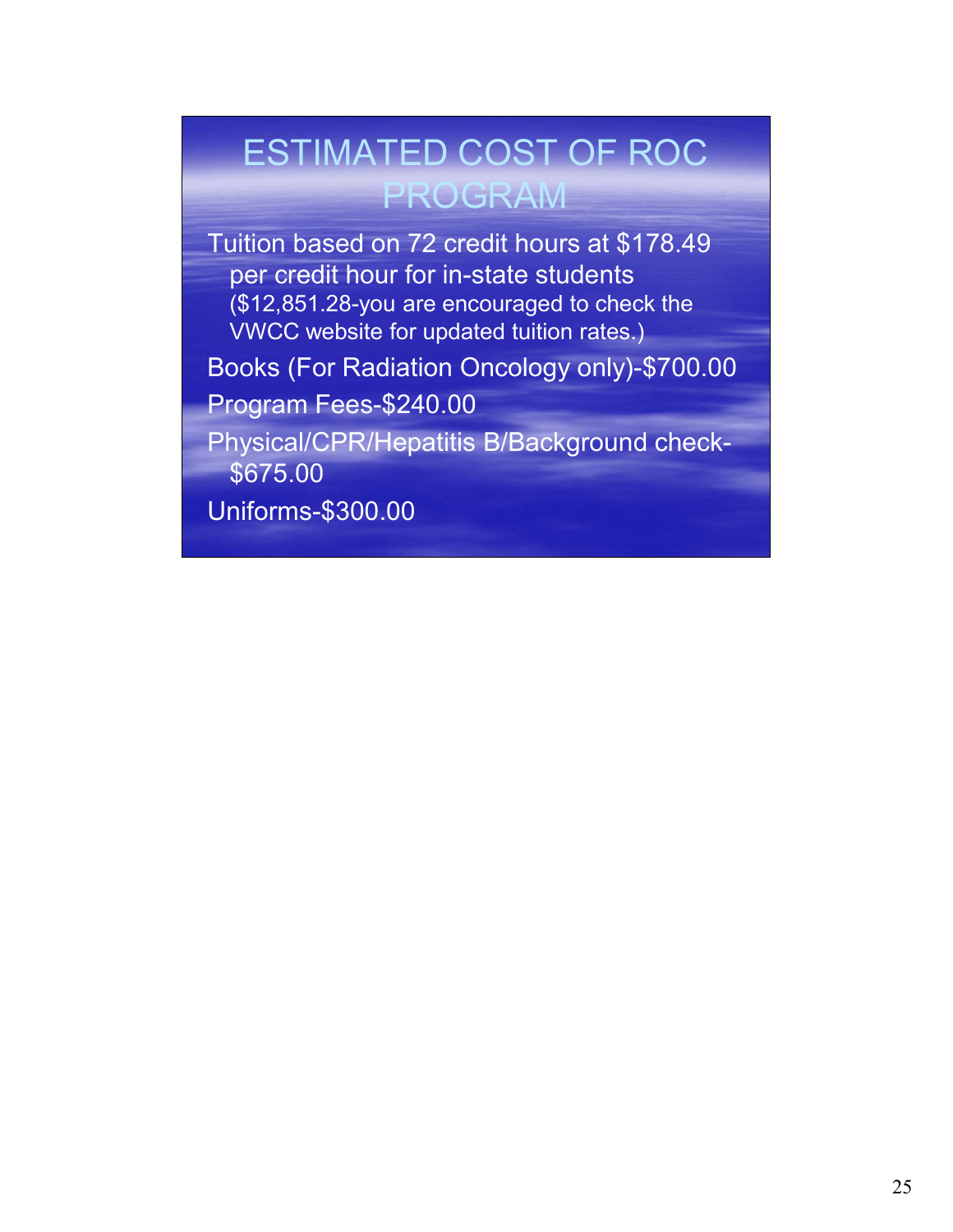# ESTIMATED COST OF ROC PROGRAM

- Tuition based on 72 credit hours at $178.49 per credit hour for in-state students ($12,851.28-you are encouraged to check the VWCC website for updated tuition rates.)
- Books (For Radiation Oncology only)-$700.00
- Program Fees-$240.00
- Physical/CPR/Hepatitis B/Background check-$675.00
- Uniforms-$300.00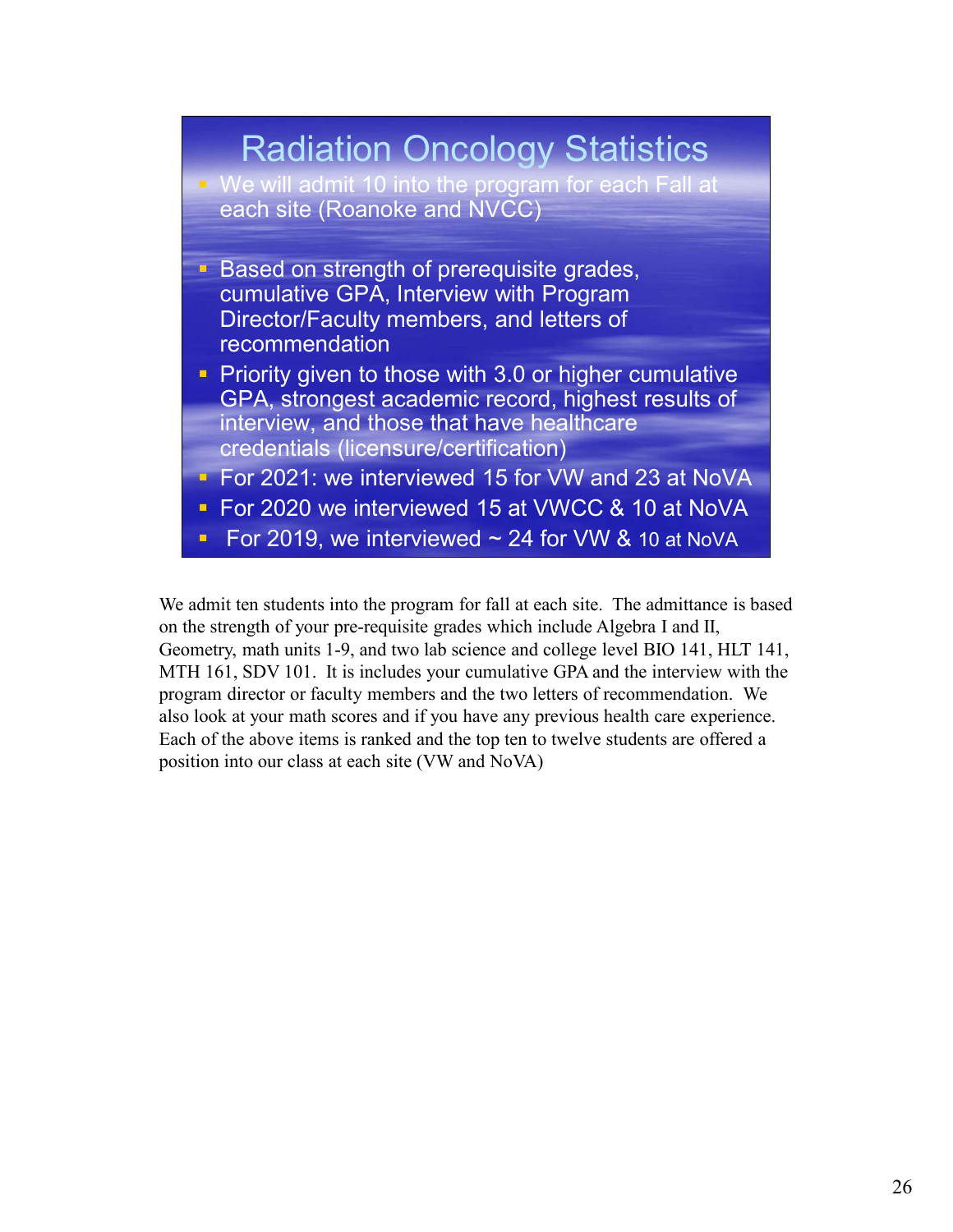## Radiation Oncology Statistics

- We will admit 10 into the program for each Fall at each site (Roanoke and NVCC)
- Based on strength of prerequisite grades, cumulative GPA, Interview with Program Director/Faculty members, and letters of recommendation
- Priority given to those with 3.0 or higher cumulative GPA, strongest academic record, highest results of interview, and those that have healthcare credentials (licensure/certification)
- For 2021: we interviewed 15 for VW and 23 at NoVA
- For 2020 we interviewed 15 at VWCC & 10 at NoVA
- For 2019, we interviewed ~ 24 for VW & 10 at NoVA

We admit ten students into the program for fall at each site. The admittance is based on the strength of your pre-requisite grades which include Algebra I and II, Geometry, math units 1-9, and two lab science and college level BIO 141, HLT 141, MTH 161, SDV 101. It is includes your cumulative GPA and the interview with the program director or faculty members and the two letters of recommendation. We also look at your math scores and if you have any previous health care experience. Each of the above items is ranked and the top ten to twelve students are offered a position into our class at each site (VW and NoVA)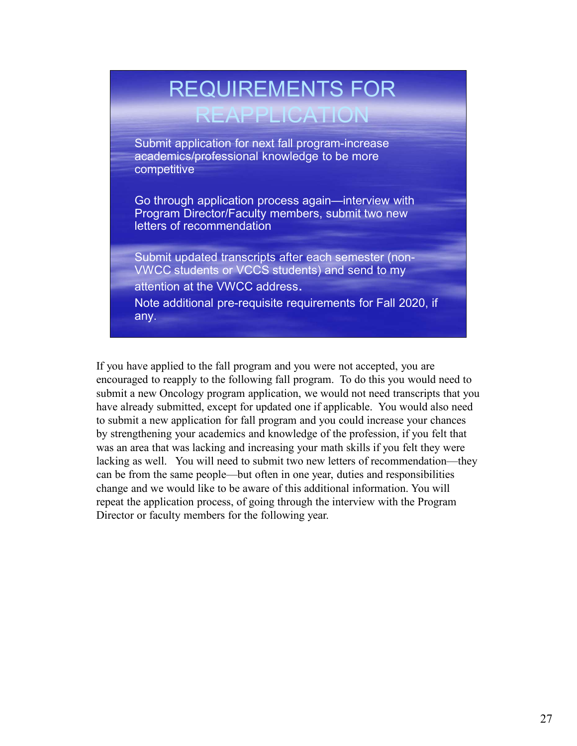## REQUIREMENTS FOR REAPPLICATION

Submit application for next fall program-increase academics/professional knowledge to be more competitive

Go through application process again—interview with Program Director/Faculty members, submit two new letters of recommendation

Submit updated transcripts after each semester (non-VWCC students or VCCS students) and send to my attention at the VWCC address.

Note additional pre-requisite requirements for Fall 2020, if any.

If you have applied to the fall program and you were not accepted, you are encouraged to reapply to the following fall program. To do this you would need to submit a new Oncology program application, we would not need transcripts that you have already submitted, except for updated one if applicable. You would also need to submit a new application for fall program and you could increase your chances by strengthening your academics and knowledge of the profession, if you felt that was an area that was lacking and increasing your math skills if you felt they were lacking as well. You will need to submit two new letters of recommendation—they can be from the same people—but often in one year, duties and responsibilities change and we would like to be aware of this additional information. You will repeat the application process, of going through the interview with the Program Director or faculty members for the following year.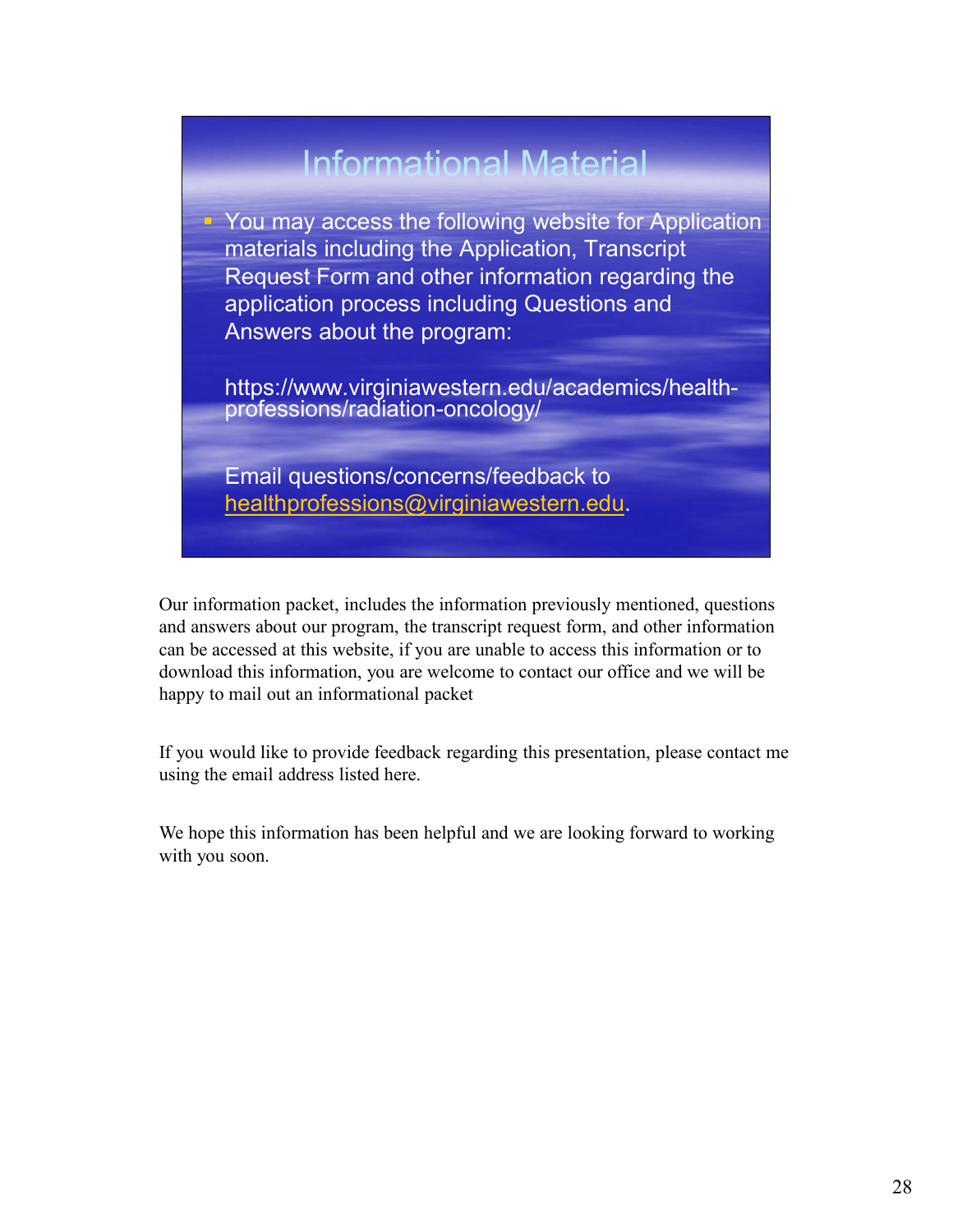## Informational Material

- You may access the following website for Application materials including the Application, Transcript Request Form and other information regarding the application process including Questions and Answers about the program:

  https://www.virginiawestern.edu/academics/health-professions/radiation-oncology/

  Email questions/concerns/feedback to healthprofessions@virginiawestern.edu.

Our information packet, includes the information previously mentioned, questions and answers about our program, the transcript request form, and other information can be accessed at this website, if you are unable to access this information or to download this information, you are welcome to contact our office and we will be happy to mail out an informational packet

If you would like to provide feedback regarding this presentation, please contact me using the email address listed here.

We hope this information has been helpful and we are looking forward to working with you soon.